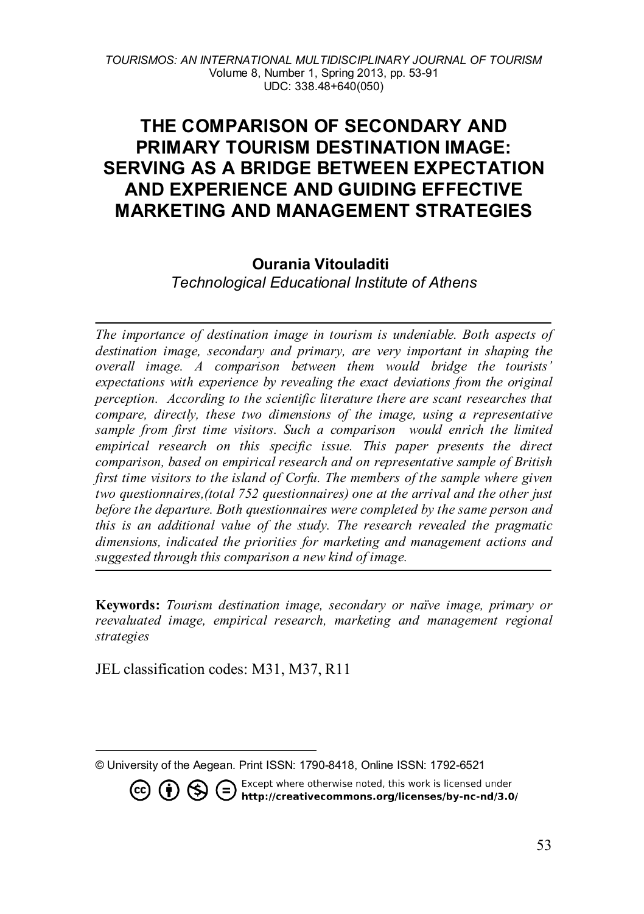# THE COMPARISON OF SECONDARY AND PRIMARY TOURISM DESTINATION IMAGE: SERVING AS A BRIDGE BETWEEN EXPECTATION AND EXPERIENCE AND GUIDING EFFECTIVE MARKETING AND MANAGEMENT STRATEGIES

**Ourania Vitouladiti**
*Technological Educational Institute of Athens*

---

*The importance of destination image in tourism is undeniable. Both aspects of destination image, secondary and primary, are very important in shaping the overall image. A comparison between them would bridge the tourists' expectations with experience by revealing the exact deviations from the original perception. According to the scientific literature there are scant researches that compare, directly, these two dimensions of the image, using a representative sample from first time visitors. Such a comparison would enrich the limited empirical research on this specific issue. This paper presents the direct comparison, based on empirical research and on representative sample of British first time visitors to the island of Corfu. The members of the sample where given two questionnaires,(total 752 questionnaires) one at the arrival and the other just before the departure. Both questionnaires were completed by the same person and this is an additional value of the study. The research revealed the pragmatic dimensions, indicated the priorities for marketing and management actions and suggested through this comparison a new kind of image.*

---

**Keywords:** *Tourism destination image, secondary or naïve image, primary or reevaluated image, empirical research, marketing and management regional strategies*

JEL classification codes: M31, M37, R11

© University of the Aegean. Print ISSN: 1790-8418, Online ISSN: 1792-6521

Except where otherwise noted, this work is licensed under **http://creativecommons.org/licenses/by-nc-nd/3.0/**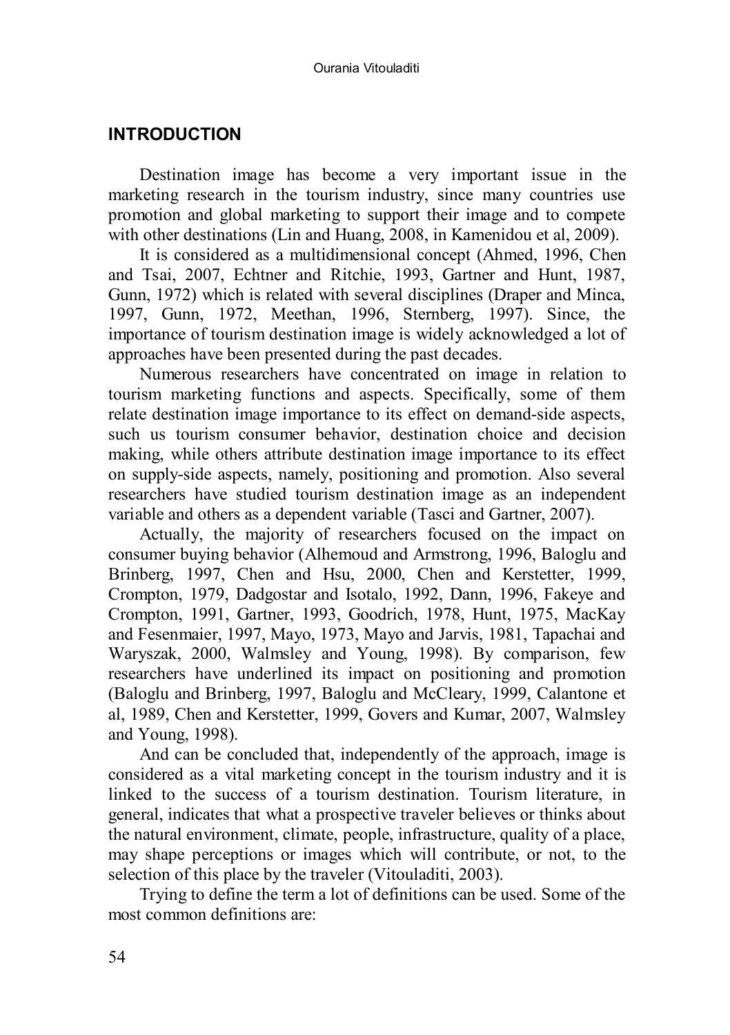## INTRODUCTION

Destination image has become a very important issue in the marketing research in the tourism industry, since many countries use promotion and global marketing to support their image and to compete with other destinations (Lin and Huang, 2008, in Kamenidou et al, 2009).

It is considered as a multidimensional concept (Ahmed, 1996, Chen and Tsai, 2007, Echtner and Ritchie, 1993, Gartner and Hunt, 1987, Gunn, 1972) which is related with several disciplines (Draper and Minca, 1997, Gunn, 1972, Meethan, 1996, Sternberg, 1997). Since, the importance of tourism destination image is widely acknowledged a lot of approaches have been presented during the past decades.

Numerous researchers have concentrated on image in relation to tourism marketing functions and aspects. Specifically, some of them relate destination image importance to its effect on demand-side aspects, such us tourism consumer behavior, destination choice and decision making, while others attribute destination image importance to its effect on supply-side aspects, namely, positioning and promotion. Also several researchers have studied tourism destination image as an independent variable and others as a dependent variable (Tasci and Gartner, 2007).

Actually, the majority of researchers focused on the impact on consumer buying behavior (Alhemoud and Armstrong, 1996, Baloglu and Brinberg, 1997, Chen and Hsu, 2000, Chen and Kerstetter, 1999, Crompton, 1979, Dadgostar and Isotalo, 1992, Dann, 1996, Fakeye and Crompton, 1991, Gartner, 1993, Goodrich, 1978, Hunt, 1975, MacKay and Fesenmaier, 1997, Mayo, 1973, Mayo and Jarvis, 1981, Tapachai and Waryszak, 2000, Walmsley and Young, 1998). By comparison, few researchers have underlined its impact on positioning and promotion (Baloglu and Brinberg, 1997, Baloglu and McCleary, 1999, Calantone et al, 1989, Chen and Kerstetter, 1999, Govers and Kumar, 2007, Walmsley and Young, 1998).

And can be concluded that, independently of the approach, image is considered as a vital marketing concept in the tourism industry and it is linked to the success of a tourism destination. Tourism literature, in general, indicates that what a prospective traveler believes or thinks about the natural environment, climate, people, infrastructure, quality of a place, may shape perceptions or images which will contribute, or not, to the selection of this place by the traveler (Vitouladiti, 2003).

Trying to define the term a lot of definitions can be used. Some of the most common definitions are: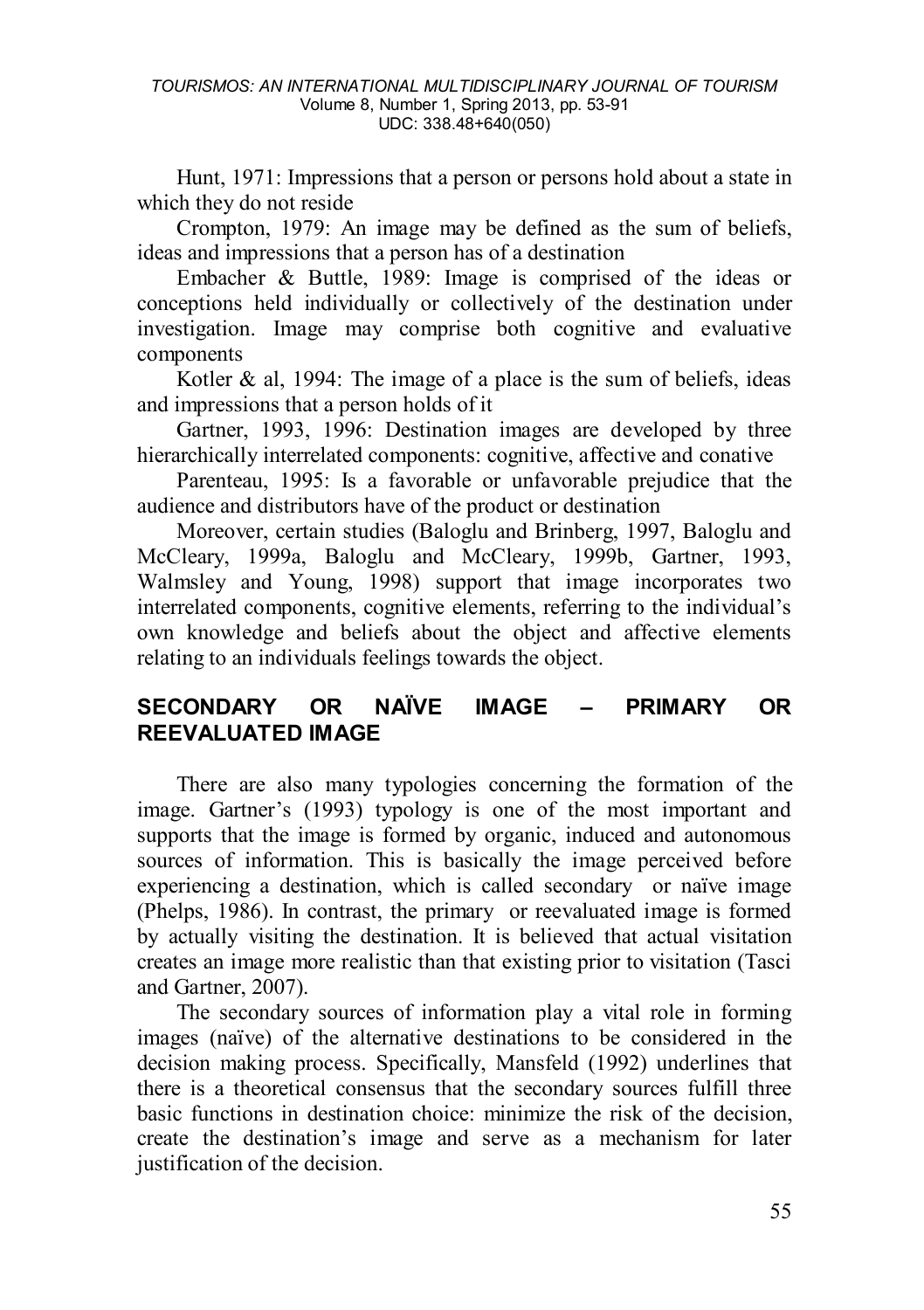Hunt, 1971: Impressions that a person or persons hold about a state in which they do not reside

Crompton, 1979: An image may be defined as the sum of beliefs, ideas and impressions that a person has of a destination

Embacher & Buttle, 1989: Image is comprised of the ideas or conceptions held individually or collectively of the destination under investigation. Image may comprise both cognitive and evaluative components

Kotler & al, 1994: The image of a place is the sum of beliefs, ideas and impressions that a person holds of it

Gartner, 1993, 1996: Destination images are developed by three hierarchically interrelated components: cognitive, affective and conative

Parenteau, 1995: Is a favorable or unfavorable prejudice that the audience and distributors have of the product or destination

Moreover, certain studies (Baloglu and Brinberg, 1997, Baloglu and McCleary, 1999a, Baloglu and McCleary, 1999b, Gartner, 1993, Walmsley and Young, 1998) support that image incorporates two interrelated components, cognitive elements, referring to the individual's own knowledge and beliefs about the object and affective elements relating to an individuals feelings towards the object.

## SECONDARY OR NAÏVE IMAGE – PRIMARY OR REEVALUATED IMAGE

There are also many typologies concerning the formation of the image. Gartner's (1993) typology is one of the most important and supports that the image is formed by organic, induced and autonomous sources of information. This is basically the image perceived before experiencing a destination, which is called secondary or naïve image (Phelps, 1986). In contrast, the primary or reevaluated image is formed by actually visiting the destination. It is believed that actual visitation creates an image more realistic than that existing prior to visitation (Tasci and Gartner, 2007).

The secondary sources of information play a vital role in forming images (naïve) of the alternative destinations to be considered in the decision making process. Specifically, Mansfeld (1992) underlines that there is a theoretical consensus that the secondary sources fulfill three basic functions in destination choice: minimize the risk of the decision, create the destination's image and serve as a mechanism for later justification of the decision.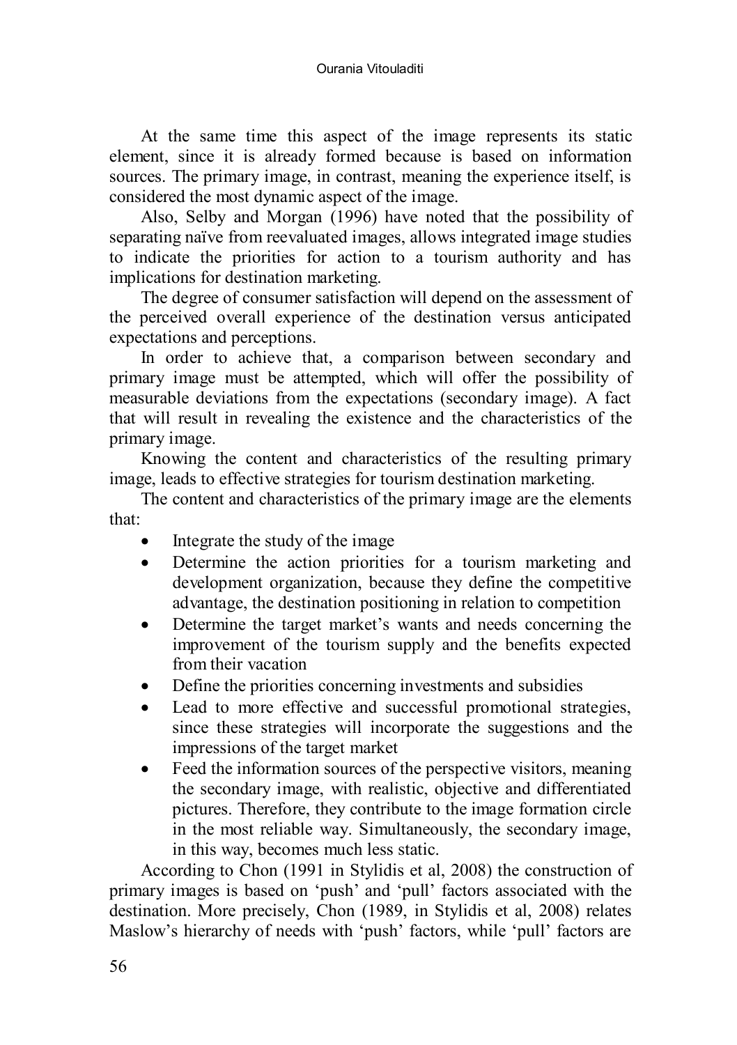At the same time this aspect of the image represents its static element, since it is already formed because is based on information sources. The primary image, in contrast, meaning the experience itself, is considered the most dynamic aspect of the image.

Also, Selby and Morgan (1996) have noted that the possibility of separating naïve from reevaluated images, allows integrated image studies to indicate the priorities for action to a tourism authority and has implications for destination marketing.

The degree of consumer satisfaction will depend on the assessment of the perceived overall experience of the destination versus anticipated expectations and perceptions.

In order to achieve that, a comparison between secondary and primary image must be attempted, which will offer the possibility of measurable deviations from the expectations (secondary image). A fact that will result in revealing the existence and the characteristics of the primary image.

Knowing the content and characteristics of the resulting primary image, leads to effective strategies for tourism destination marketing.

The content and characteristics of the primary image are the elements that:

- Integrate the study of the image
- Determine the action priorities for a tourism marketing and development organization, because they define the competitive advantage, the destination positioning in relation to competition
- Determine the target market's wants and needs concerning the improvement of the tourism supply and the benefits expected from their vacation
- Define the priorities concerning investments and subsidies
- Lead to more effective and successful promotional strategies, since these strategies will incorporate the suggestions and the impressions of the target market
- Feed the information sources of the perspective visitors, meaning the secondary image, with realistic, objective and differentiated pictures. Therefore, they contribute to the image formation circle in the most reliable way. Simultaneously, the secondary image, in this way, becomes much less static.

According to Chon (1991 in Stylidis et al, 2008) the construction of primary images is based on 'push' and 'pull' factors associated with the destination. More precisely, Chon (1989, in Stylidis et al, 2008) relates Maslow's hierarchy of needs with 'push' factors, while 'pull' factors are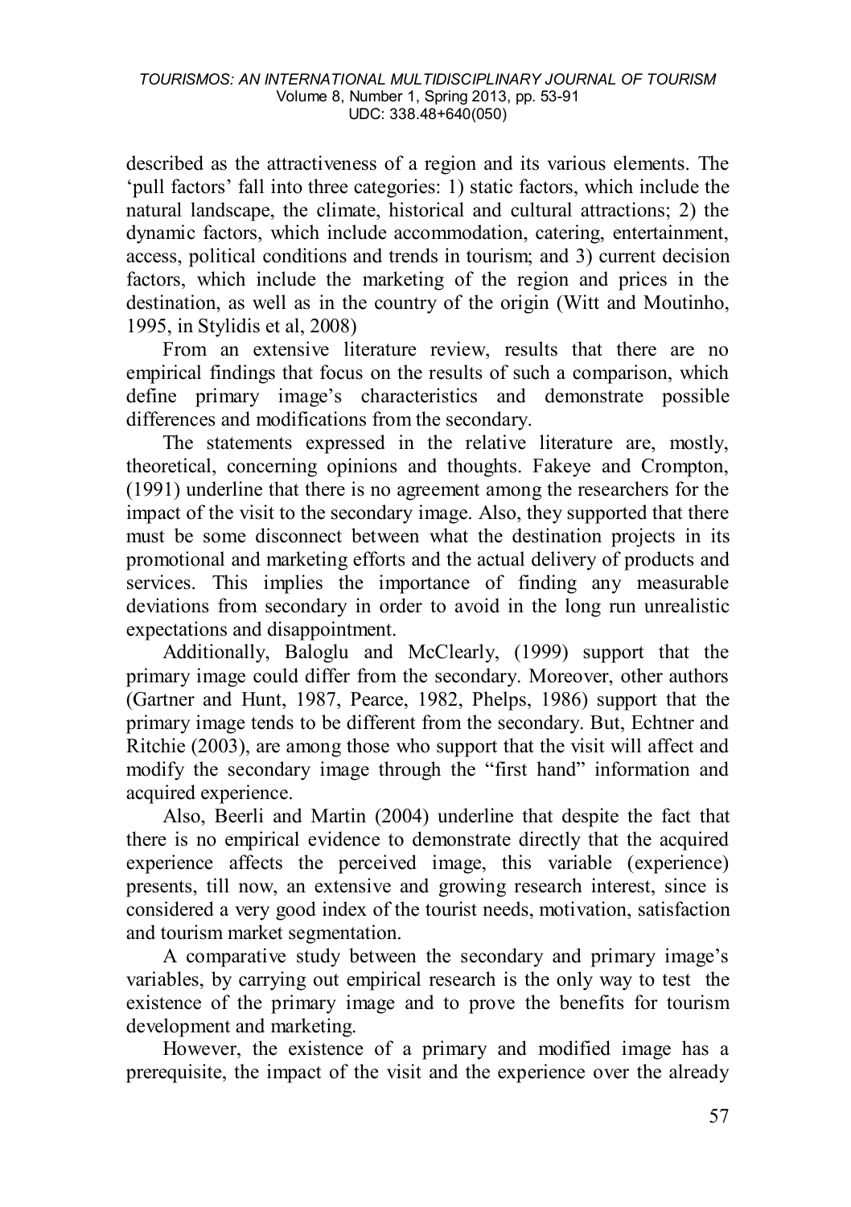described as the attractiveness of a region and its various elements. The 'pull factors' fall into three categories: 1) static factors, which include the natural landscape, the climate, historical and cultural attractions; 2) the dynamic factors, which include accommodation, catering, entertainment, access, political conditions and trends in tourism; and 3) current decision factors, which include the marketing of the region and prices in the destination, as well as in the country of the origin (Witt and Moutinho, 1995, in Stylidis et al, 2008)

From an extensive literature review, results that there are no empirical findings that focus on the results of such a comparison, which define primary image's characteristics and demonstrate possible differences and modifications from the secondary.

The statements expressed in the relative literature are, mostly, theoretical, concerning opinions and thoughts. Fakeye and Crompton, (1991) underline that there is no agreement among the researchers for the impact of the visit to the secondary image. Also, they supported that there must be some disconnect between what the destination projects in its promotional and marketing efforts and the actual delivery of products and services. This implies the importance of finding any measurable deviations from secondary in order to avoid in the long run unrealistic expectations and disappointment.

Additionally, Baloglu and McClearly, (1999) support that the primary image could differ from the secondary. Moreover, other authors (Gartner and Hunt, 1987, Pearce, 1982, Phelps, 1986) support that the primary image tends to be different from the secondary. But, Echtner and Ritchie (2003), are among those who support that the visit will affect and modify the secondary image through the "first hand" information and acquired experience.

Also, Beerli and Martin (2004) underline that despite the fact that there is no empirical evidence to demonstrate directly that the acquired experience affects the perceived image, this variable (experience) presents, till now, an extensive and growing research interest, since is considered a very good index of the tourist needs, motivation, satisfaction and tourism market segmentation.

A comparative study between the secondary and primary image's variables, by carrying out empirical research is the only way to test the existence of the primary image and to prove the benefits for tourism development and marketing.

However, the existence of a primary and modified image has a prerequisite, the impact of the visit and the experience over the already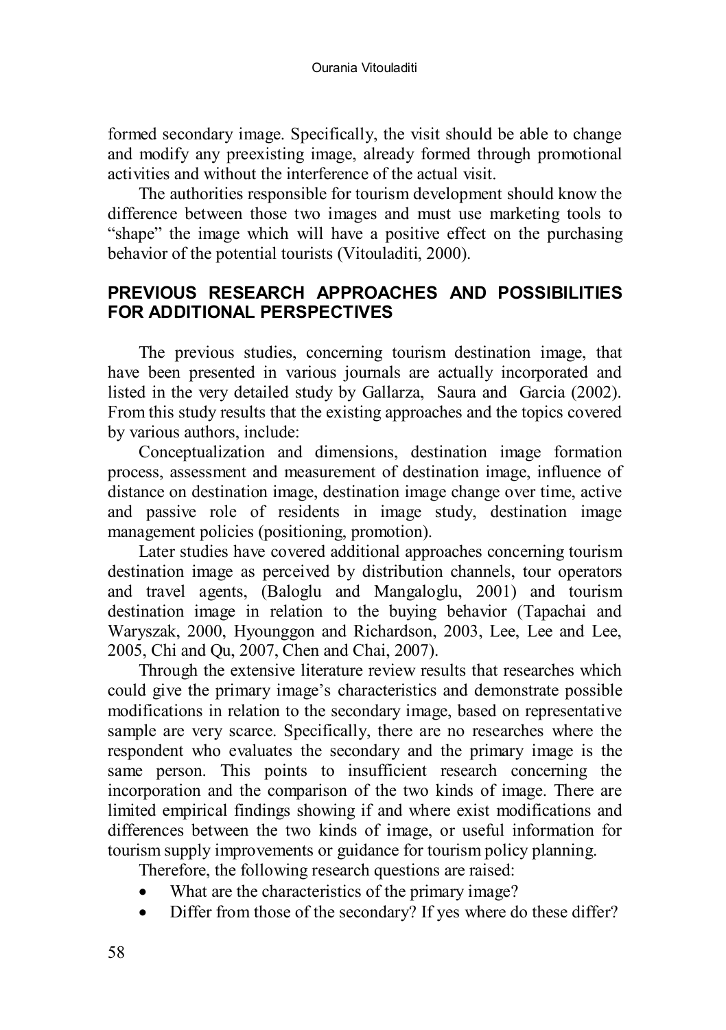formed secondary image. Specifically, the visit should be able to change and modify any preexisting image, already formed through promotional activities and without the interference of the actual visit.

The authorities responsible for tourism development should know the difference between those two images and must use marketing tools to "shape" the image which will have a positive effect on the purchasing behavior of the potential tourists (Vitouladiti, 2000).

## PREVIOUS RESEARCH APPROACHES AND POSSIBILITIES FOR ADDITIONAL PERSPECTIVES

The previous studies, concerning tourism destination image, that have been presented in various journals are actually incorporated and listed in the very detailed study by Gallarza, Saura and Garcia (2002). From this study results that the existing approaches and the topics covered by various authors, include:

Conceptualization and dimensions, destination image formation process, assessment and measurement of destination image, influence of distance on destination image, destination image change over time, active and passive role of residents in image study, destination image management policies (positioning, promotion).

Later studies have covered additional approaches concerning tourism destination image as perceived by distribution channels, tour operators and travel agents, (Baloglu and Mangaloglu, 2001) and tourism destination image in relation to the buying behavior (Tapachai and Waryszak, 2000, Hyounggon and Richardson, 2003, Lee, Lee and Lee, 2005, Chi and Qu, 2007, Chen and Chai, 2007).

Through the extensive literature review results that researches which could give the primary image's characteristics and demonstrate possible modifications in relation to the secondary image, based on representative sample are very scarce. Specifically, there are no researches where the respondent who evaluates the secondary and the primary image is the same person. This points to insufficient research concerning the incorporation and the comparison of the two kinds of image. There are limited empirical findings showing if and where exist modifications and differences between the two kinds of image, or useful information for tourism supply improvements or guidance for tourism policy planning.

Therefore, the following research questions are raised:

- What are the characteristics of the primary image?
- Differ from those of the secondary? If yes where do these differ?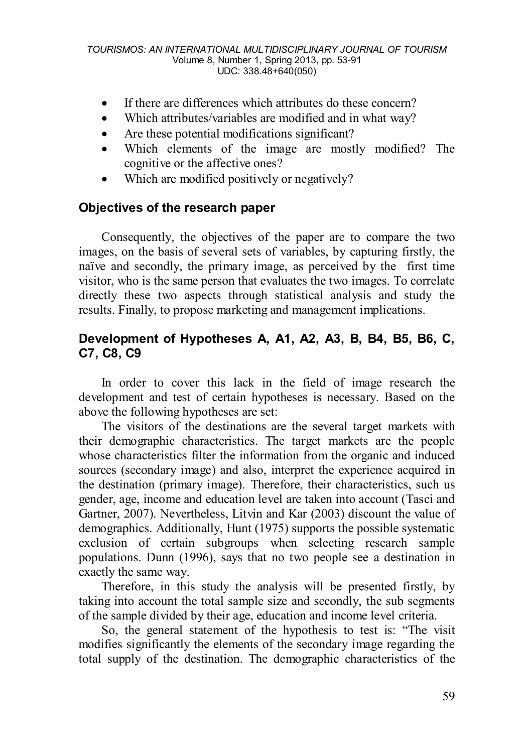- If there are differences which attributes do these concern?
- Which attributes/variables are modified and in what way?
- Are these potential modifications significant?
- Which elements of the image are mostly modified? The cognitive or the affective ones?
- Which are modified positively or negatively?

## Objectives of the research paper

Consequently, the objectives of the paper are to compare the two images, on the basis of several sets of variables, by capturing firstly, the naïve and secondly, the primary image, as perceived by the first time visitor, who is the same person that evaluates the two images. To correlate directly these two aspects through statistical analysis and study the results. Finally, to propose marketing and management implications.

## Development of Hypotheses A, A1, A2, A3, B, B4, B5, B6, C, C7, C8, C9

In order to cover this lack in the field of image research the development and test of certain hypotheses is necessary. Based on the above the following hypotheses are set:

The visitors of the destinations are the several target markets with their demographic characteristics. The target markets are the people whose characteristics filter the information from the organic and induced sources (secondary image) and also, interpret the experience acquired in the destination (primary image). Therefore, their characteristics, such us gender, age, income and education level are taken into account (Tasci and Gartner, 2007). Nevertheless, Litvin and Kar (2003) discount the value of demographics. Additionally, Hunt (1975) supports the possible systematic exclusion of certain subgroups when selecting research sample populations. Dunn (1996), says that no two people see a destination in exactly the same way.

Therefore, in this study the analysis will be presented firstly, by taking into account the total sample size and secondly, the sub segments of the sample divided by their age, education and income level criteria.

So, the general statement of the hypothesis to test is: "The visit modifies significantly the elements of the secondary image regarding the total supply of the destination. The demographic characteristics of the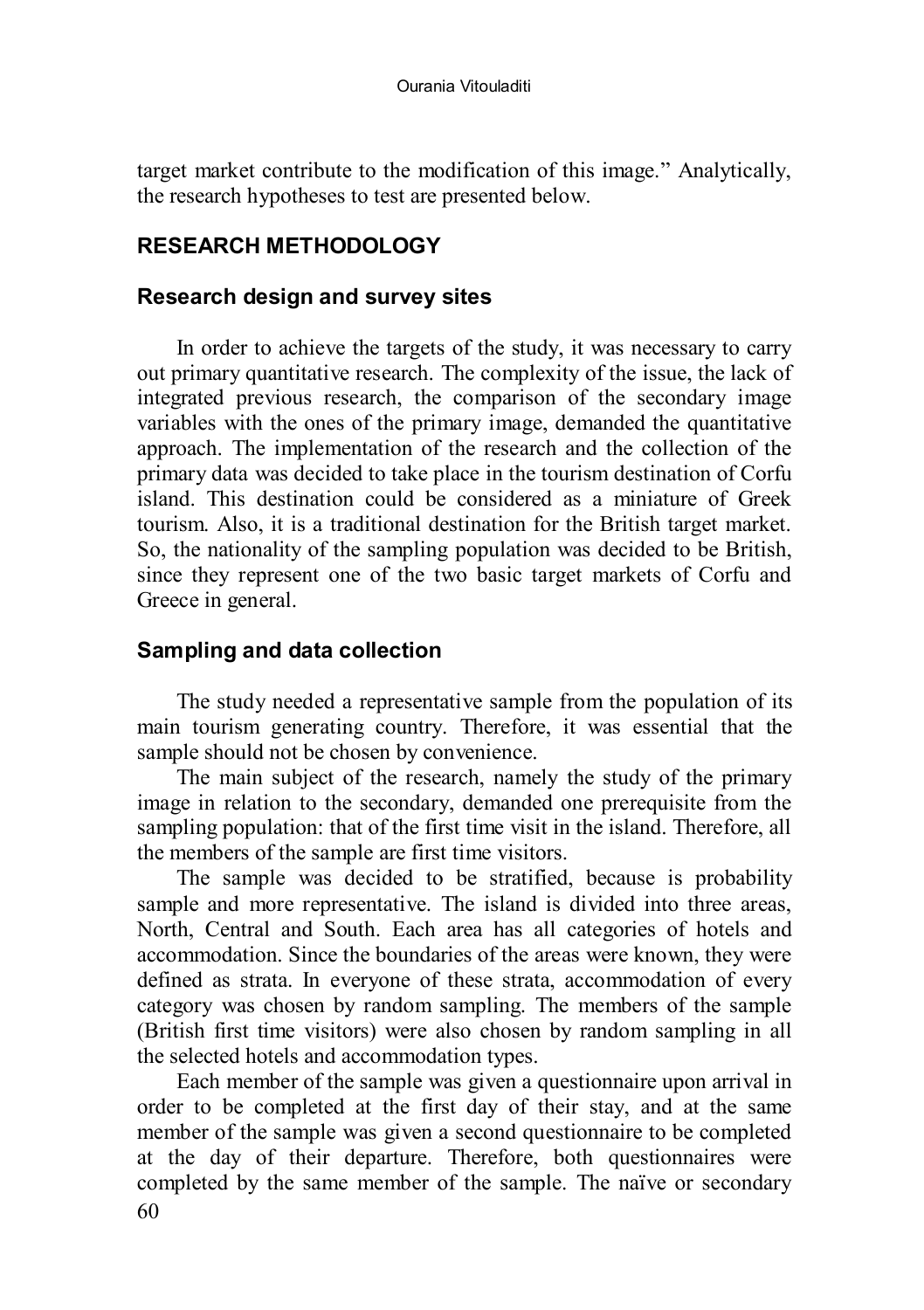target market contribute to the modification of this image." Analytically, the research hypotheses to test are presented below.

## RESEARCH METHODOLOGY

### Research design and survey sites

In order to achieve the targets of the study, it was necessary to carry out primary quantitative research. The complexity of the issue, the lack of integrated previous research, the comparison of the secondary image variables with the ones of the primary image, demanded the quantitative approach. The implementation of the research and the collection of the primary data was decided to take place in the tourism destination of Corfu island. This destination could be considered as a miniature of Greek tourism. Also, it is a traditional destination for the British target market. So, the nationality of the sampling population was decided to be British, since they represent one of the two basic target markets of Corfu and Greece in general.

### Sampling and data collection

The study needed a representative sample from the population of its main tourism generating country. Therefore, it was essential that the sample should not be chosen by convenience.

The main subject of the research, namely the study of the primary image in relation to the secondary, demanded one prerequisite from the sampling population: that of the first time visit in the island. Therefore, all the members of the sample are first time visitors.

The sample was decided to be stratified, because is probability sample and more representative. The island is divided into three areas, North, Central and South. Each area has all categories of hotels and accommodation. Since the boundaries of the areas were known, they were defined as strata. In everyone of these strata, accommodation of every category was chosen by random sampling. The members of the sample (British first time visitors) were also chosen by random sampling in all the selected hotels and accommodation types.

Each member of the sample was given a questionnaire upon arrival in order to be completed at the first day of their stay, and at the same member of the sample was given a second questionnaire to be completed at the day of their departure. Therefore, both questionnaires were completed by the same member of the sample. The naïve or secondary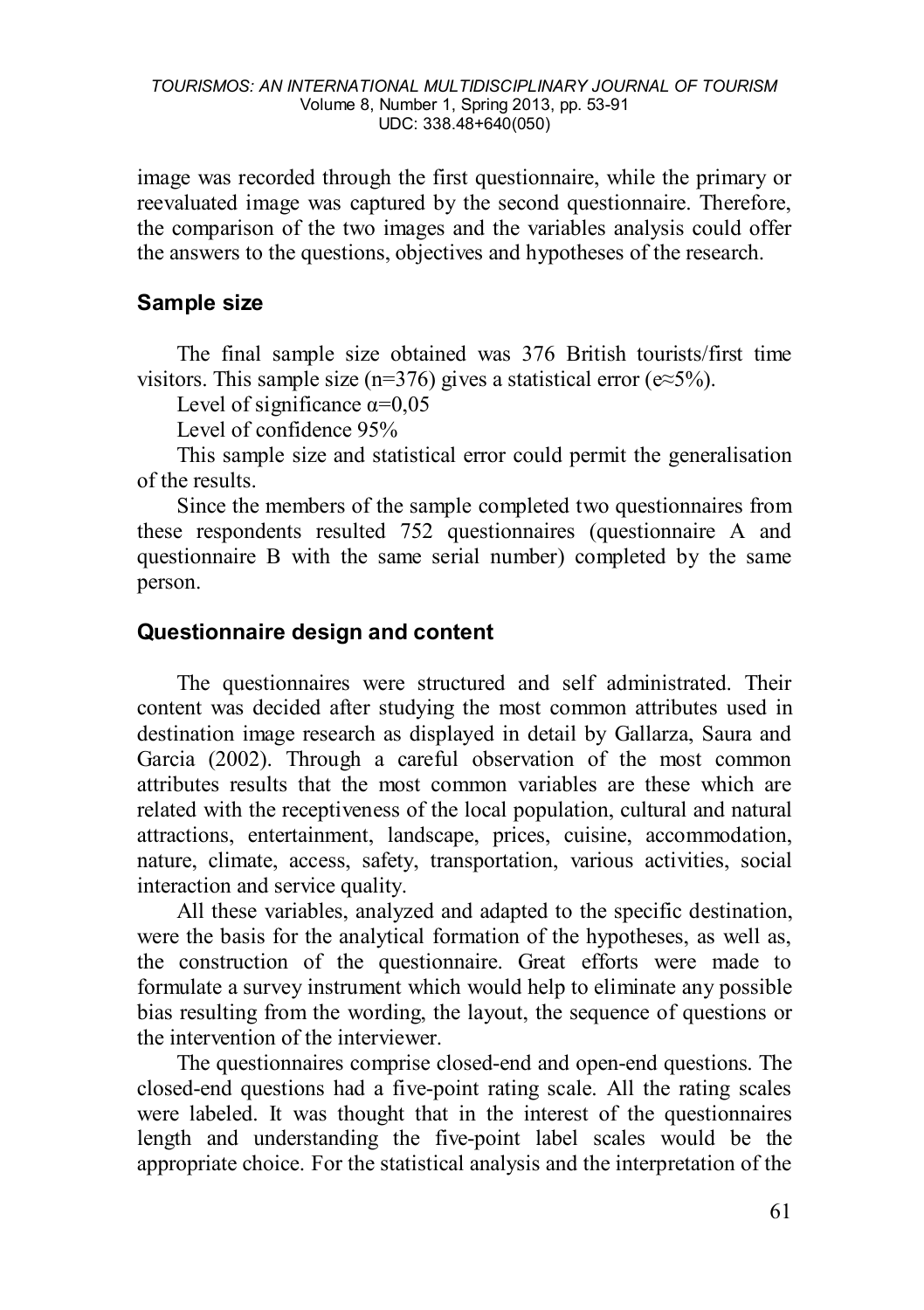image was recorded through the first questionnaire, while the primary or reevaluated image was captured by the second questionnaire. Therefore, the comparison of the two images and the variables analysis could offer the answers to the questions, objectives and hypotheses of the research.

## Sample size

The final sample size obtained was 376 British tourists/first time visitors. This sample size (n=376) gives a statistical error (e≈5%).

Level of significance $\alpha$=0,05

Level of confidence 95%

This sample size and statistical error could permit the generalisation of the results.

Since the members of the sample completed two questionnaires from these respondents resulted 752 questionnaires (questionnaire A and questionnaire B with the same serial number) completed by the same person.

## Questionnaire design and content

The questionnaires were structured and self administrated. Their content was decided after studying the most common attributes used in destination image research as displayed in detail by Gallarza, Saura and Garcia (2002). Through a careful observation of the most common attributes results that the most common variables are these which are related with the receptiveness of the local population, cultural and natural attractions, entertainment, landscape, prices, cuisine, accommodation, nature, climate, access, safety, transportation, various activities, social interaction and service quality.

All these variables, analyzed and adapted to the specific destination, were the basis for the analytical formation of the hypotheses, as well as, the construction of the questionnaire. Great efforts were made to formulate a survey instrument which would help to eliminate any possible bias resulting from the wording, the layout, the sequence of questions or the intervention of the interviewer.

The questionnaires comprise closed-end and open-end questions. The closed-end questions had a five-point rating scale. All the rating scales were labeled. It was thought that in the interest of the questionnaires length and understanding the five-point label scales would be the appropriate choice. For the statistical analysis and the interpretation of the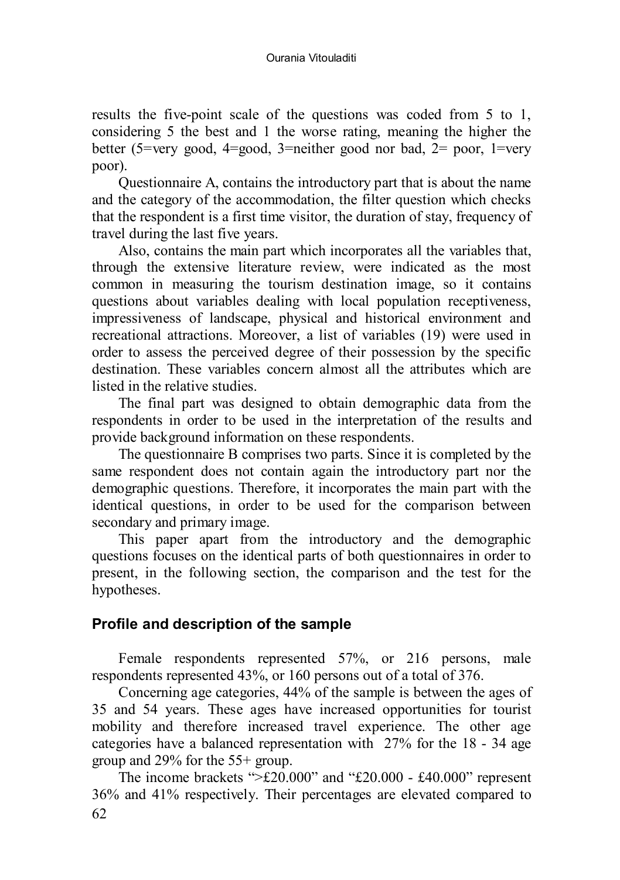results the five-point scale of the questions was coded from 5 to 1, considering 5 the best and 1 the worse rating, meaning the higher the better (5=very good, 4=good, 3=neither good nor bad, 2= poor, 1=very poor).

Questionnaire A, contains the introductory part that is about the name and the category of the accommodation, the filter question which checks that the respondent is a first time visitor, the duration of stay, frequency of travel during the last five years.

Also, contains the main part which incorporates all the variables that, through the extensive literature review, were indicated as the most common in measuring the tourism destination image, so it contains questions about variables dealing with local population receptiveness, impressiveness of landscape, physical and historical environment and recreational attractions. Moreover, a list of variables (19) were used in order to assess the perceived degree of their possession by the specific destination. These variables concern almost all the attributes which are listed in the relative studies.

The final part was designed to obtain demographic data from the respondents in order to be used in the interpretation of the results and provide background information on these respondents.

The questionnaire B comprises two parts. Since it is completed by the same respondent does not contain again the introductory part nor the demographic questions. Therefore, it incorporates the main part with the identical questions, in order to be used for the comparison between secondary and primary image.

This paper apart from the introductory and the demographic questions focuses on the identical parts of both questionnaires in order to present, in the following section, the comparison and the test for the hypotheses.

## Profile and description of the sample

Female respondents represented 57%, or 216 persons, male respondents represented 43%, or 160 persons out of a total of 376.

Concerning age categories, 44% of the sample is between the ages of 35 and 54 years. These ages have increased opportunities for tourist mobility and therefore increased travel experience. The other age categories have a balanced representation with 27% for the 18 - 34 age group and 29% for the 55+ group.

The income brackets ">£20.000" and "£20.000 - £40.000" represent 36% and 41% respectively. Their percentages are elevated compared to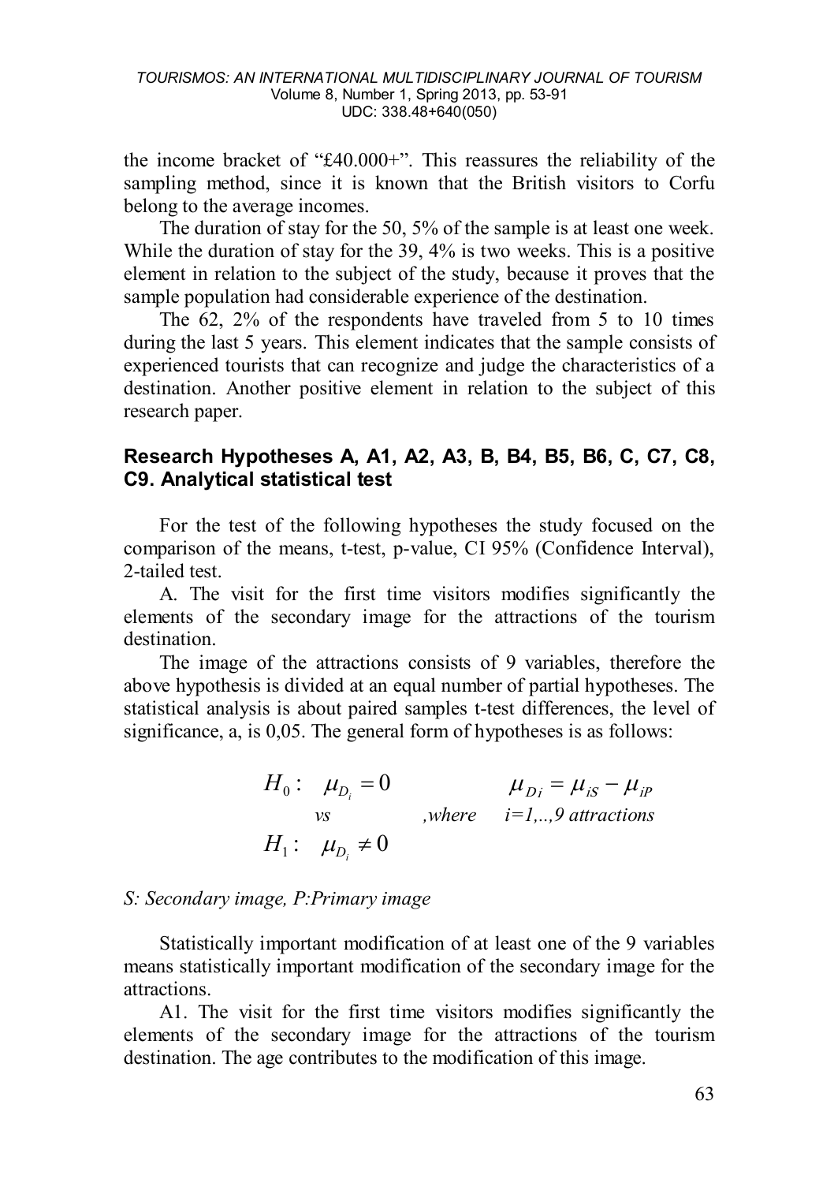the income bracket of "£40.000+". This reassures the reliability of the sampling method, since it is known that the British visitors to Corfu belong to the average incomes.

The duration of stay for the 50, 5% of the sample is at least one week. While the duration of stay for the 39, 4% is two weeks. This is a positive element in relation to the subject of the study, because it proves that the sample population had considerable experience of the destination.

The 62, 2% of the respondents have traveled from 5 to 10 times during the last 5 years. This element indicates that the sample consists of experienced tourists that can recognize and judge the characteristics of a destination. Another positive element in relation to the subject of this research paper.

### Research Hypotheses A, A1, A2, A3, B, B4, B5, B6, C, C7, C8, C9. Analytical statistical test

For the test of the following hypotheses the study focused on the comparison of the means, t-test, p-value, CI 95% (Confidence Interval), 2-tailed test.

A. The visit for the first time visitors modifies significantly the elements of the secondary image for the attractions of the tourism destination.

The image of the attractions consists of 9 variables, therefore the above hypothesis is divided at an equal number of partial hypotheses. The statistical analysis is about paired samples t-test differences, the level of significance, a, is 0,05. The general form of hypotheses is as follows:

$$H_0: \quad \mu_{D_i} = 0 \quad \text{vs} \quad H_1: \quad \mu_{D_i} \neq 0 \qquad \mu_{Di} = \mu_{iS} - \mu_{iP} \text{ ,where } i=1,..,9 \text{ attractions}$$

*S: Secondary image, P:Primary image*

Statistically important modification of at least one of the 9 variables means statistically important modification of the secondary image for the attractions.

A1. The visit for the first time visitors modifies significantly the elements of the secondary image for the attractions of the tourism destination. The age contributes to the modification of this image.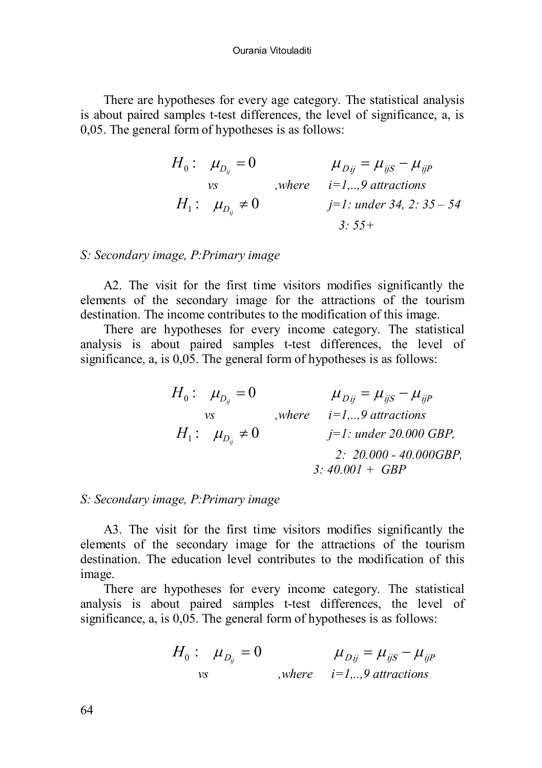There are hypotheses for every age category. The statistical analysis is about paired samples t-test differences, the level of significance, a, is 0,05. The general form of hypotheses is as follows:

$$H_0: \quad \mu_{D_{ij}} = 0 \qquad \mu_{Dij} = \mu_{ijS} - \mu_{ijP}$$
$$vs \qquad ,where \quad i=1,..,9 \text{ attractions}$$
$$H_1: \quad \mu_{D_{ij}} \neq 0 \qquad j=1: \text{under } 34,\ 2: 35 - 54,\ 3: 55+$$

*S: Secondary image, P:Primary image*

A2. The visit for the first time visitors modifies significantly the elements of the secondary image for the attractions of the tourism destination. The income contributes to the modification of this image.

There are hypotheses for every income category. The statistical analysis is about paired samples t-test differences, the level of significance, a, is 0,05. The general form of hypotheses is as follows:

$$H_0: \quad \mu_{D_{ij}} = 0 \qquad \mu_{Dij} = \mu_{ijS} - \mu_{ijP}$$
$$vs \qquad ,where \quad i=1,..,9 \text{ attractions}$$
$$H_1: \quad \mu_{D_{ij}} \neq 0 \qquad j=1: \text{under } 20.000 \text{ GBP},\ 2: 20.000 - 40.000\text{GBP},\ 3: 40.001 + \text{ GBP}$$

*S: Secondary image, P:Primary image*

A3. The visit for the first time visitors modifies significantly the elements of the secondary image for the attractions of the tourism destination. The education level contributes to the modification of this image.

There are hypotheses for every income category. The statistical analysis is about paired samples t-test differences, the level of significance, a, is 0,05. The general form of hypotheses is as follows:

$$H_0: \quad \mu_{D_{ij}} = 0 \qquad \mu_{Dij} = \mu_{ijS} - \mu_{ijP}$$
$$vs \qquad ,where \quad i=1,..,9 \text{ attractions}$$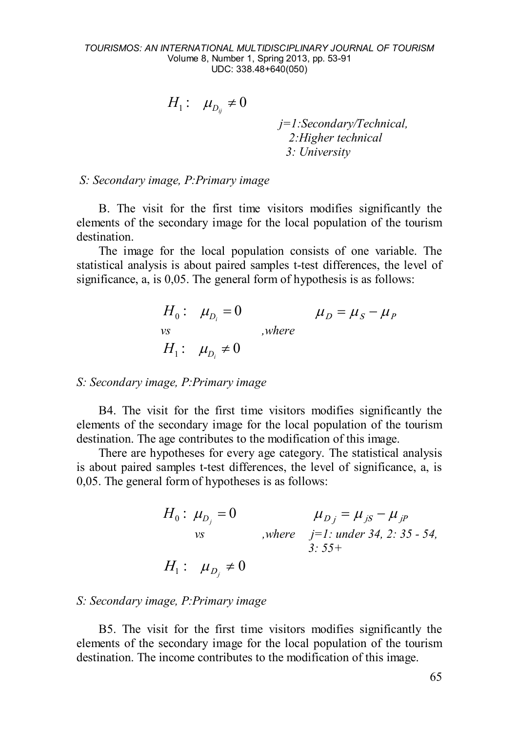$$H_1: \quad \mu_{D_{ij}} \neq 0$$

*j=1:Secondary/Technical, 2:Higher technical 3: University*

*S: Secondary image, P:Primary image*

B. The visit for the first time visitors modifies significantly the elements of the secondary image for the local population of the tourism destination.

The image for the local population consists of one variable. The statistical analysis is about paired samples t-test differences, the level of significance, a, is 0,05. The general form of hypothesis is as follows:

$$H_0: \quad \mu_{D_i} = 0 \quad vs \quad H_1: \quad \mu_{D_i} \neq 0 \quad ,where \quad \mu_D = \mu_S - \mu_P$$

*S: Secondary image, P:Primary image*

B4. The visit for the first time visitors modifies significantly the elements of the secondary image for the local population of the tourism destination. The age contributes to the modification of this image.

There are hypotheses for every age category. The statistical analysis is about paired samples t-test differences, the level of significance, a, is 0,05. The general form of hypotheses is as follows:

$$H_0: \mu_{D_j} = 0 \quad vs \quad H_1: \quad \mu_{D_j} \neq 0 \quad ,where \quad \mu_{D\,j} = \mu_{jS} - \mu_{jP}$$

*j=1: under 34, 2: 35 - 54, 3: 55+*

*S: Secondary image, P:Primary image*

B5. The visit for the first time visitors modifies significantly the elements of the secondary image for the local population of the tourism destination. The income contributes to the modification of this image.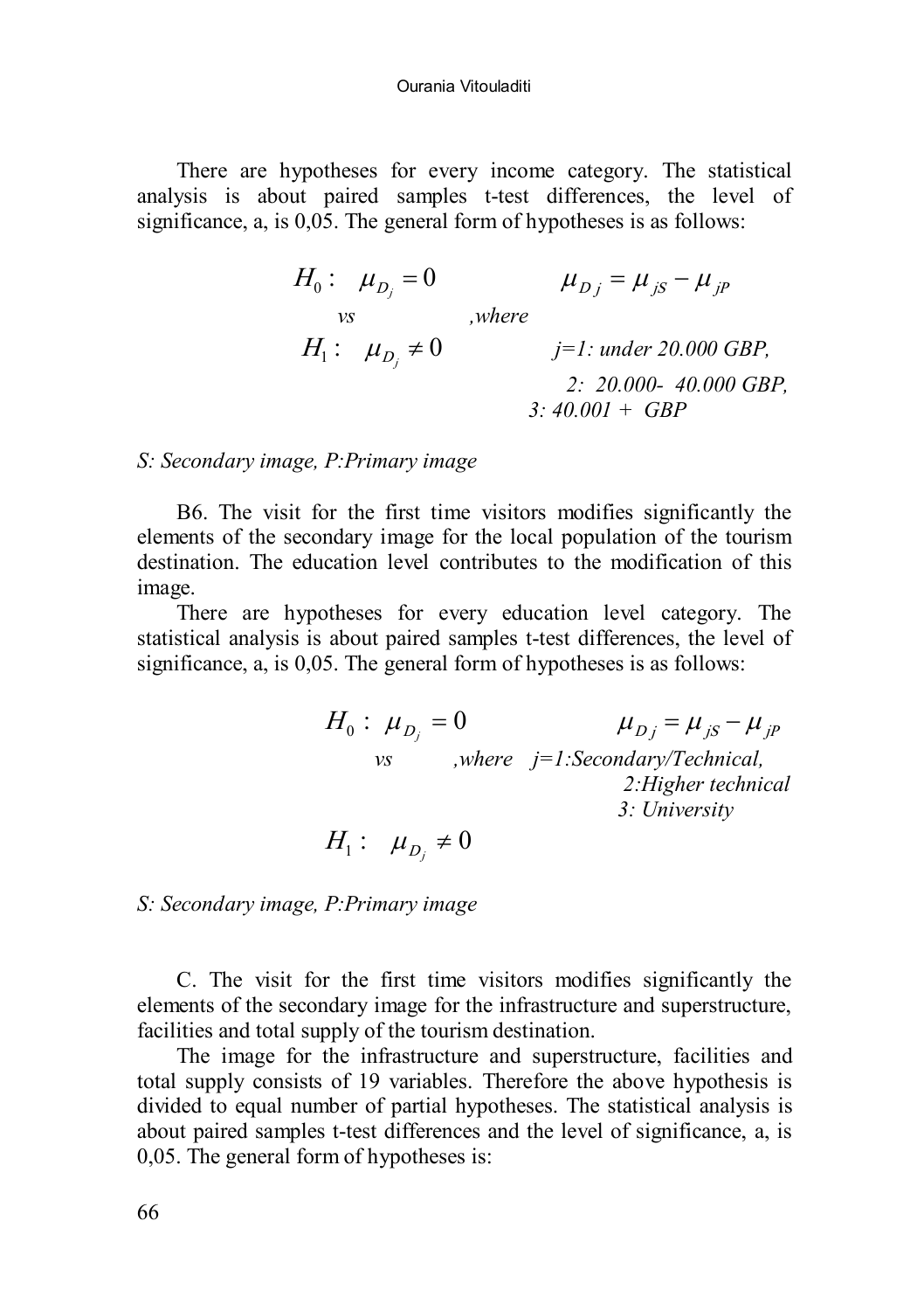There are hypotheses for every income category. The statistical analysis is about paired samples t-test differences, the level of significance, a, is 0,05. The general form of hypotheses is as follows:

$$H_0: \quad \mu_{D_j} = 0 \qquad \mu_{Dj} = \mu_{jS} - \mu_{jP}$$

*vs* *,where*

$$H_1: \quad \mu_{D_j} \neq 0$$

*j=1: under 20.000 GBP,*
*2: 20.000- 40.000 GBP,*
*3: 40.001 + GBP*

*S: Secondary image, P:Primary image*

B6. The visit for the first time visitors modifies significantly the elements of the secondary image for the local population of the tourism destination. The education level contributes to the modification of this image.

There are hypotheses for every education level category. The statistical analysis is about paired samples t-test differences, the level of significance, a, is 0,05. The general form of hypotheses is as follows:

$$H_0: \mu_{D_j} = 0 \qquad \mu_{Dj} = \mu_{jS} - \mu_{jP}$$

*vs* *,where* *j=1:Secondary/Technical,*
*2:Higher technical*
*3: University*

$$H_1: \quad \mu_{D_j} \neq 0$$

*S: Secondary image, P:Primary image*

C. The visit for the first time visitors modifies significantly the elements of the secondary image for the infrastructure and superstructure, facilities and total supply of the tourism destination.

The image for the infrastructure and superstructure, facilities and total supply consists of 19 variables. Therefore the above hypothesis is divided to equal number of partial hypotheses. The statistical analysis is about paired samples t-test differences and the level of significance, a, is 0,05. The general form of hypotheses is: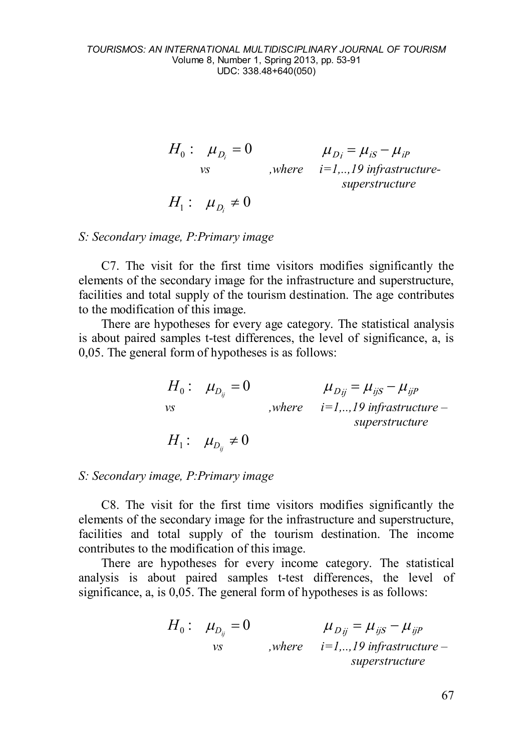$$H_0: \quad \mu_{D_i} = 0 \qquad \qquad \mu_{Di} = \mu_{iS} - \mu_{iP}$$

*vs* ,*where* *i=1,..,19 infrastructure-superstructure*

$$H_1: \quad \mu_{D_i} \neq 0$$

*S: Secondary image, P:Primary image*

C7. The visit for the first time visitors modifies significantly the elements of the secondary image for the infrastructure and superstructure, facilities and total supply of the tourism destination. The age contributes to the modification of this image.

There are hypotheses for every age category. The statistical analysis is about paired samples t-test differences, the level of significance, a, is 0,05. The general form of hypotheses is as follows:

$$H_0: \quad \mu_{D_{ij}} = 0 \qquad \qquad \mu_{Dij} = \mu_{ijS} - \mu_{ijP}$$

*vs* ,*where* *i=1,..,19 infrastructure – superstructure*

$$H_1: \quad \mu_{D_{ij}} \neq 0$$

*S: Secondary image, P:Primary image*

C8. The visit for the first time visitors modifies significantly the elements of the secondary image for the infrastructure and superstructure, facilities and total supply of the tourism destination. The income contributes to the modification of this image.

There are hypotheses for every income category. The statistical analysis is about paired samples t-test differences, the level of significance, a, is 0,05. The general form of hypotheses is as follows:

$$H_0: \quad \mu_{D_{ij}} = 0 \qquad \qquad \mu_{Dij} = \mu_{ijS} - \mu_{ijP}$$

*vs* ,*where* *i=1,..,19 infrastructure – superstructure*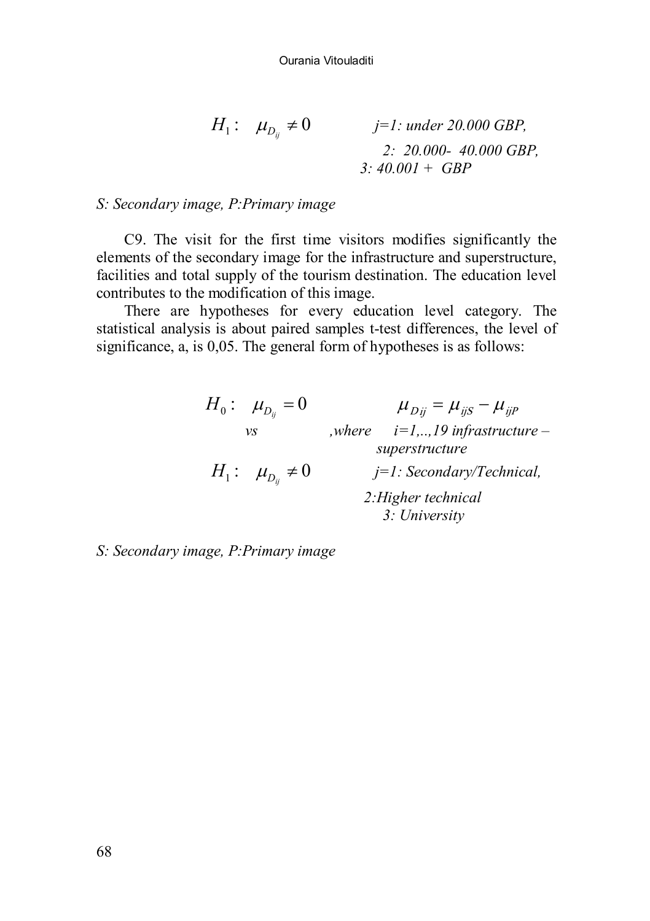$$H_1: \quad \mu_{D_{ij}} \neq 0$$

*j=1: under 20.000 GBP,*
*2: 20.000- 40.000 GBP,*
*3: 40.001 + GBP*

*S: Secondary image, P:Primary image*

C9. The visit for the first time visitors modifies significantly the elements of the secondary image for the infrastructure and superstructure, facilities and total supply of the tourism destination. The education level contributes to the modification of this image.

There are hypotheses for every education level category. The statistical analysis is about paired samples t-test differences, the level of significance, a, is 0,05. The general form of hypotheses is as follows:

$$H_0: \quad \mu_{D_{ij}} = 0 \qquad \mu_{Dij} = \mu_{ijS} - \mu_{ijP}$$

*vs* *,where i=1,..,19 infrastructure – superstructure*

$$H_1: \quad \mu_{D_{ij}} \neq 0$$

*j=1: Secondary/Technical,*
*2:Higher technical*
*3: University*

*S: Secondary image, P:Primary image*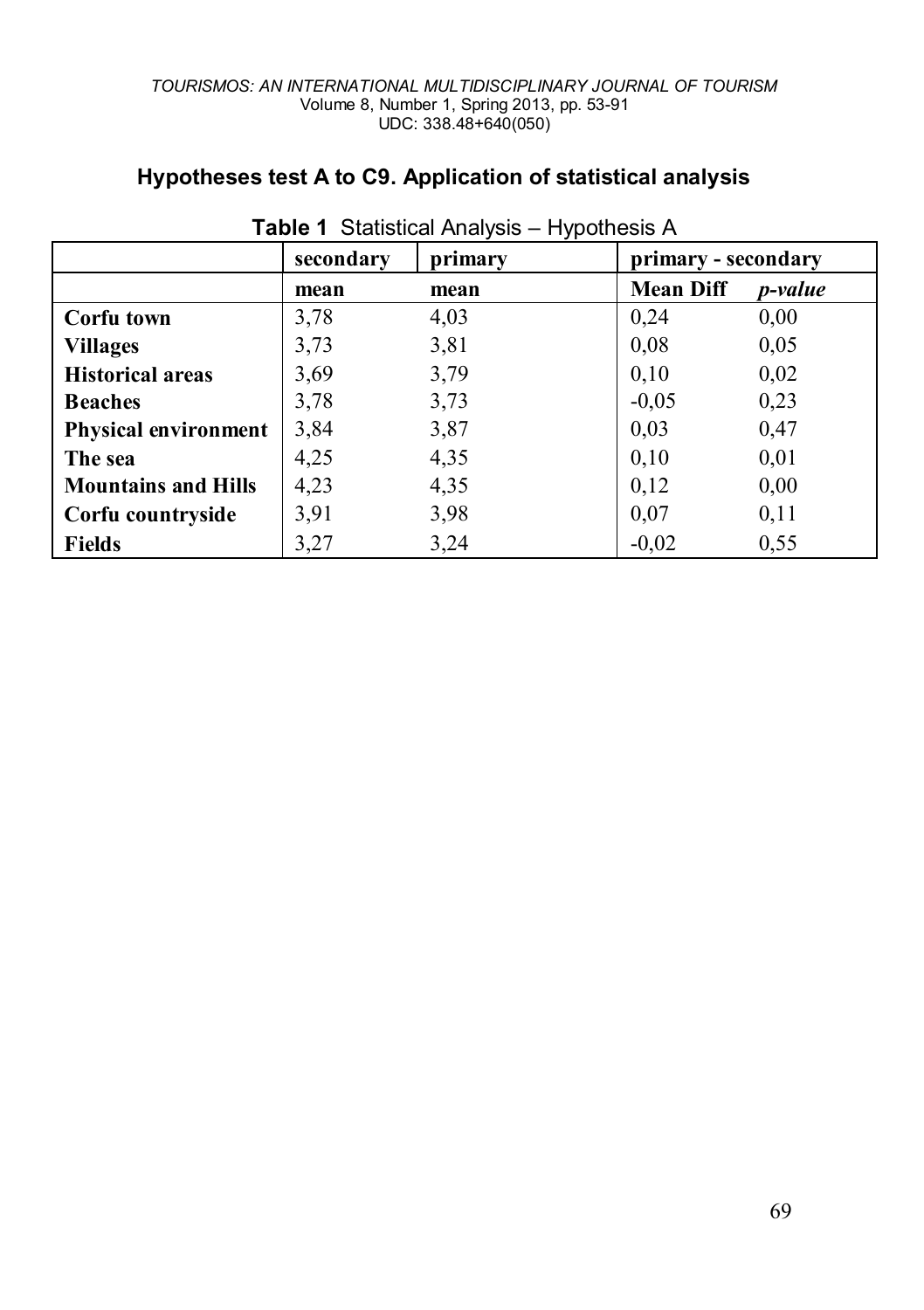## Hypotheses test A to C9. Application of statistical analysis

**Table 1** Statistical Analysis – Hypothesis A

| | **secondary** | **primary** | **primary - secondary** | |
|---|---|---|---|---|
| | **mean** | **mean** | **Mean Diff** | ***p-value*** |
| **Corfu town** | 3,78 | 4,03 | 0,24 | 0,00 |
| **Villages** | 3,73 | 3,81 | 0,08 | 0,05 |
| **Historical areas** | 3,69 | 3,79 | 0,10 | 0,02 |
| **Beaches** | 3,78 | 3,73 | -0,05 | 0,23 |
| **Physical environment** | 3,84 | 3,87 | 0,03 | 0,47 |
| **The sea** | 4,25 | 4,35 | 0,10 | 0,01 |
| **Mountains and Hills** | 4,23 | 4,35 | 0,12 | 0,00 |
| **Corfu countryside** | 3,91 | 3,98 | 0,07 | 0,11 |
| **Fields** | 3,27 | 3,24 | -0,02 | 0,55 |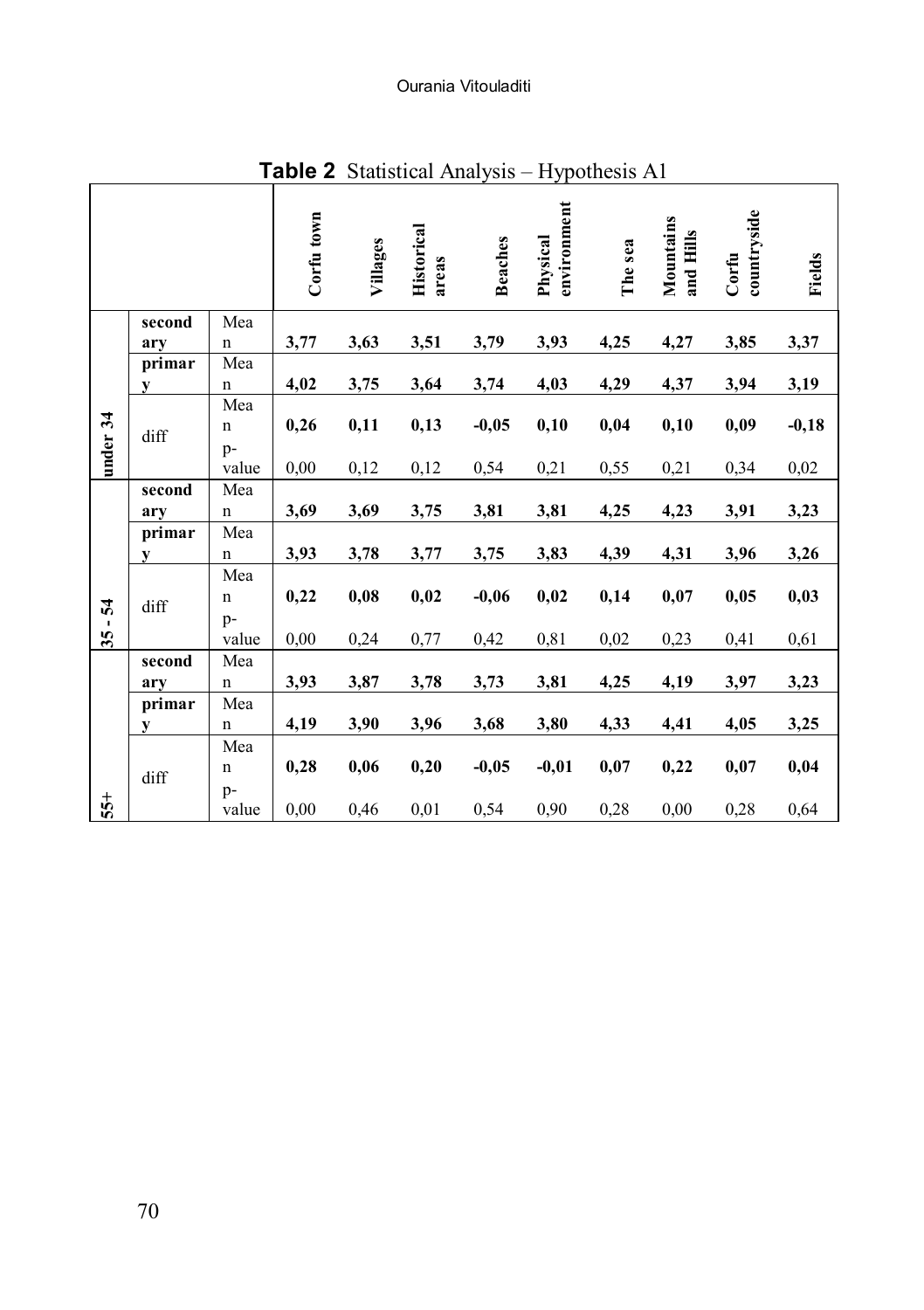**Table 2** Statistical Analysis – Hypothesis A1

| | | | Corfu town | Villages | Historical areas | Beaches | Physical environment | The sea | Mountains and Hills | Corfu countryside | Fields |
|---|---|---|---|---|---|---|---|---|---|---|---|
| under 34 | secondary | Mean | **3,77** | **3,63** | **3,51** | **3,79** | **3,93** | **4,25** | **4,27** | **3,85** | **3,37** |
| | primary | Mean | **4,02** | **3,75** | **3,64** | **3,74** | **4,03** | **4,29** | **4,37** | **3,94** | **3,19** |
| | diff | Mean | **0,26** | **0,11** | **0,13** | **-0,05** | **0,10** | **0,04** | **0,10** | **0,09** | **-0,18** |
| | | p-value | 0,00 | 0,12 | 0,12 | 0,54 | 0,21 | 0,55 | 0,21 | 0,34 | 0,02 |
| 35 - 54 | secondary | Mean | **3,69** | **3,69** | **3,75** | **3,81** | **3,81** | **4,25** | **4,23** | **3,91** | **3,23** |
| | primary | Mean | **3,93** | **3,78** | **3,77** | **3,75** | **3,83** | **4,39** | **4,31** | **3,96** | **3,26** |
| | diff | Mean | **0,22** | **0,08** | **0,02** | **-0,06** | **0,02** | **0,14** | **0,07** | **0,05** | **0,03** |
| | | p-value | 0,00 | 0,24 | 0,77 | 0,42 | 0,81 | 0,02 | 0,23 | 0,41 | 0,61 |
| 55+ | secondary | Mean | **3,93** | **3,87** | **3,78** | **3,73** | **3,81** | **4,25** | **4,19** | **3,97** | **3,23** |
| | primary | Mean | **4,19** | **3,90** | **3,96** | **3,68** | **3,80** | **4,33** | **4,41** | **4,05** | **3,25** |
| | diff | Mean | **0,28** | **0,06** | **0,20** | **-0,05** | **-0,01** | **0,07** | **0,22** | **0,07** | **0,04** |
| | | p-value | 0,00 | 0,46 | 0,01 | 0,54 | 0,90 | 0,28 | 0,00 | 0,28 | 0,64 |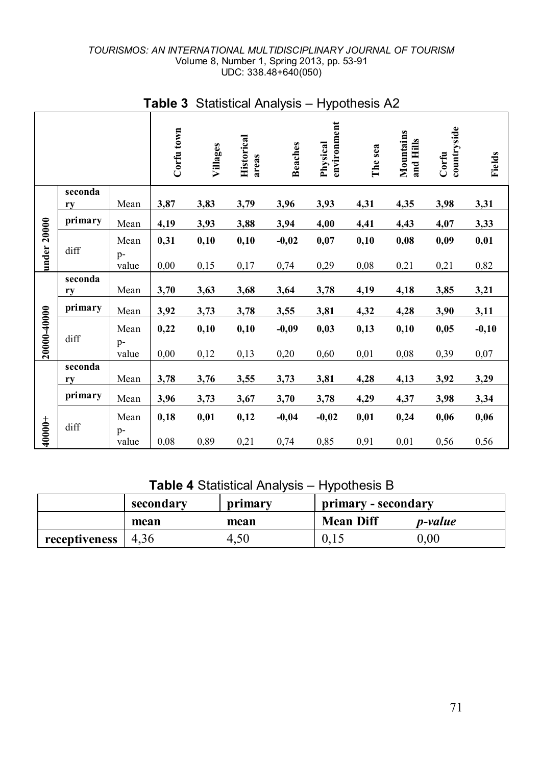**Table 3** Statistical Analysis – Hypothesis A2

| | | | Corfu town | Villages | Historical areas | Beaches | Physical environment | The sea | Mountains and Hills | Corfu countryside | Fields |
|---|---|---|---|---|---|---|---|---|---|---|---|
| under 20000 | **secondary** | Mean | **3,87** | **3,83** | **3,79** | **3,96** | **3,93** | **4,31** | **4,35** | **3,98** | **3,31** |
| | **primary** | Mean | **4,19** | **3,93** | **3,88** | **3,94** | **4,00** | **4,41** | **4,43** | **4,07** | **3,33** |
| | diff | Mean | **0,31** | **0,10** | **0,10** | **-0,02** | **0,07** | **0,10** | **0,08** | **0,09** | **0,01** |
| | | p-value | 0,00 | 0,15 | 0,17 | 0,74 | 0,29 | 0,08 | 0,21 | 0,21 | 0,82 |
| 20000-40000 | **secondary** | Mean | **3,70** | **3,63** | **3,68** | **3,64** | **3,78** | **4,19** | **4,18** | **3,85** | **3,21** |
| | **primary** | Mean | **3,92** | **3,73** | **3,78** | **3,55** | **3,81** | **4,32** | **4,28** | **3,90** | **3,11** |
| | diff | Mean | **0,22** | **0,10** | **0,10** | **-0,09** | **0,03** | **0,13** | **0,10** | **0,05** | **-0,10** |
| | | p-value | 0,00 | 0,12 | 0,13 | 0,20 | 0,60 | 0,01 | 0,08 | 0,39 | 0,07 |
| 40000+ | **secondary** | Mean | **3,78** | **3,76** | **3,55** | **3,73** | **3,81** | **4,28** | **4,13** | **3,92** | **3,29** |
| | **primary** | Mean | **3,96** | **3,73** | **3,67** | **3,70** | **3,78** | **4,29** | **4,37** | **3,98** | **3,34** |
| | diff | Mean | **0,18** | **0,01** | **0,12** | **-0,04** | **-0,02** | **0,01** | **0,24** | **0,06** | **0,06** |
| | | p-value | 0,08 | 0,89 | 0,21 | 0,74 | 0,85 | 0,91 | 0,01 | 0,56 | 0,56 |

**Table 4** Statistical Analysis – Hypothesis B

| | **secondary** | **primary** | **primary - secondary** | |
|---|---|---|---|---|
| | **mean** | **mean** | **Mean Diff** | ***p-value*** |
| **receptiveness** | 4,36 | 4,50 | 0,15 | 0,00 |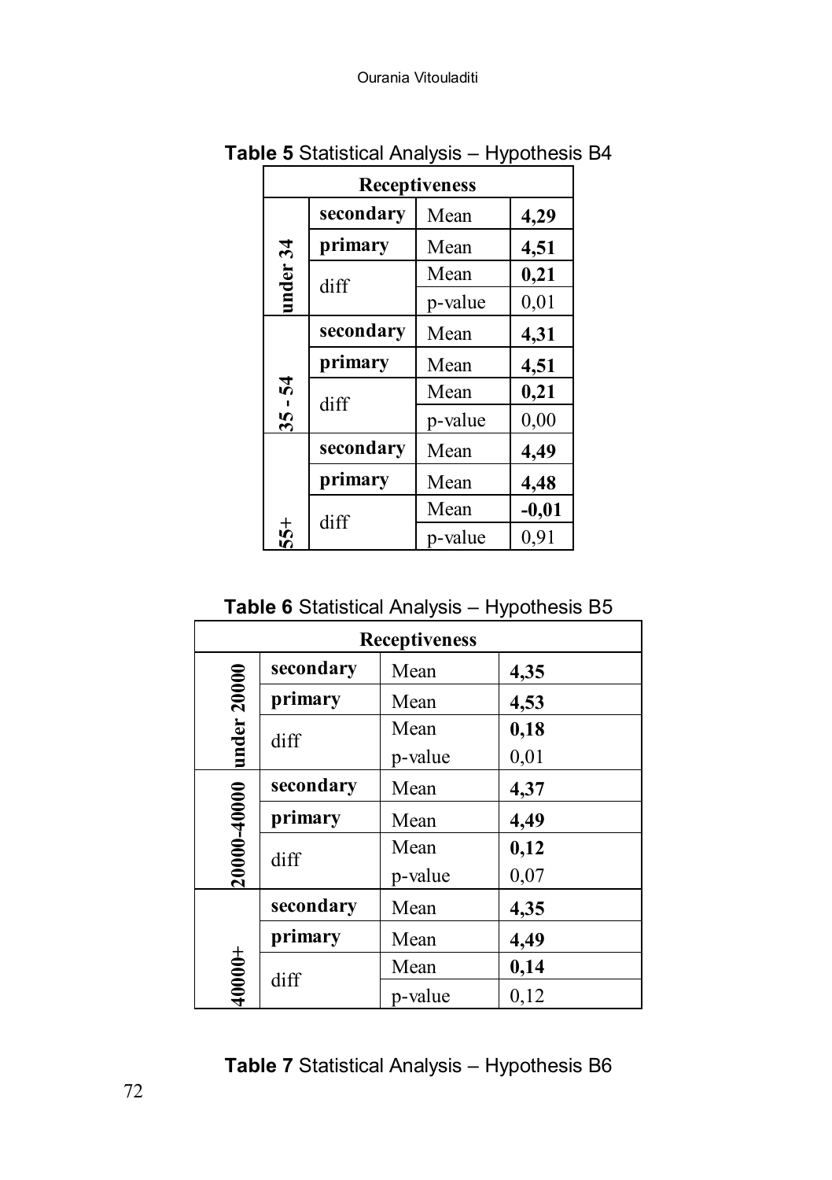**Table 5** Statistical Analysis – Hypothesis B4

| Receptiveness | | | |
|---|---|---|---|
| **under 34** | **secondary** | Mean | **4,29** |
| | **primary** | Mean | **4,51** |
| | diff | Mean | **0,21** |
| | | p-value | 0,01 |
| **35 - 54** | **secondary** | Mean | **4,31** |
| | **primary** | Mean | **4,51** |
| | diff | Mean | **0,21** |
| | | p-value | 0,00 |
| **55+** | **secondary** | Mean | **4,49** |
| | **primary** | Mean | **4,48** |
| | diff | Mean | **-0,01** |
| | | p-value | 0,91 |

**Table 6** Statistical Analysis – Hypothesis B5

| Receptiveness | | | |
|---|---|---|---|
| **under 20000** | **secondary** | Mean | **4,35** |
| | **primary** | Mean | **4,53** |
| | diff | Mean | **0,18** |
| | | p-value | 0,01 |
| **20000-40000** | **secondary** | Mean | **4,37** |
| | **primary** | Mean | **4,49** |
| | diff | Mean | **0,12** |
| | | p-value | 0,07 |
| **40000+** | **secondary** | Mean | **4,35** |
| | **primary** | Mean | **4,49** |
| | diff | Mean | **0,14** |
| | | p-value | 0,12 |

**Table 7** Statistical Analysis – Hypothesis B6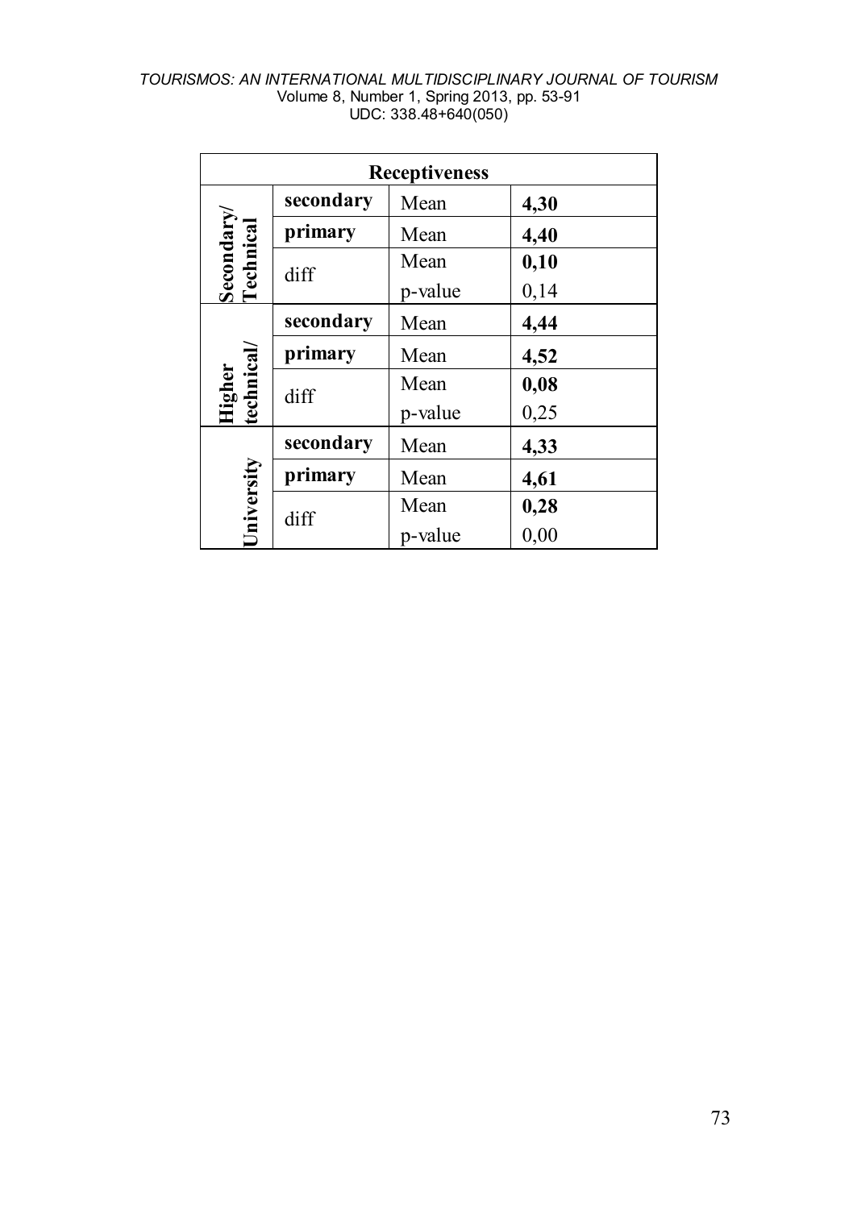| Receptiveness | | | |
|---|---|---|---|
| Secondary/ Technical | **secondary** | Mean | **4,30** |
| | **primary** | Mean | **4,40** |
| | diff | Mean | **0,10** |
| | | p-value | 0,14 |
| Higher technical/ | **secondary** | Mean | **4,44** |
| | **primary** | Mean | **4,52** |
| | diff | Mean | **0,08** |
| | | p-value | 0,25 |
| University | **secondary** | Mean | **4,33** |
| | **primary** | Mean | **4,61** |
| | diff | Mean | **0,28** |
| | | p-value | 0,00 |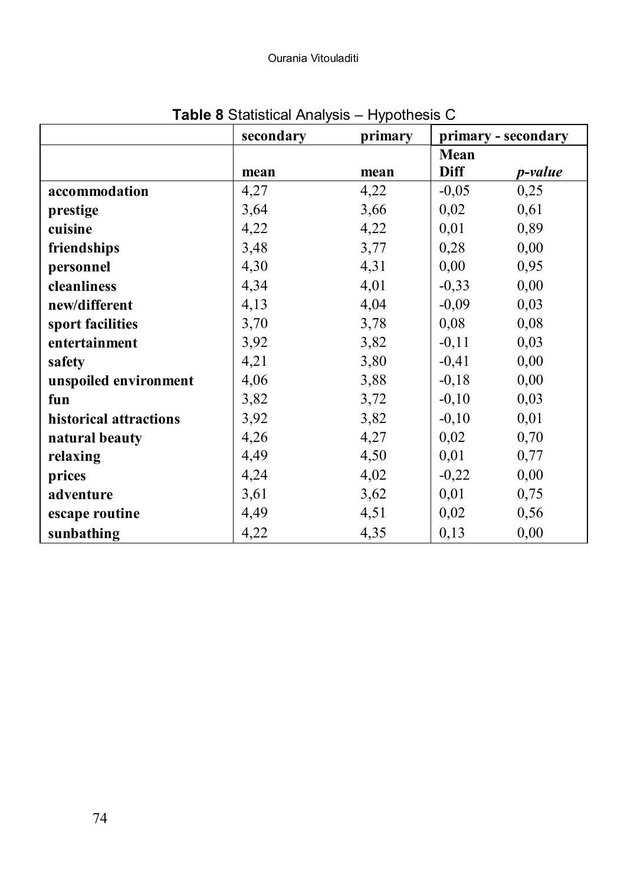**Table 8** Statistical Analysis – Hypothesis C

| | secondary | primary | primary - secondary | |
|---|---|---|---|---|
| | mean | mean | Mean Diff | *p-value* |
| **accommodation** | 4,27 | 4,22 | -0,05 | 0,25 |
| **prestige** | 3,64 | 3,66 | 0,02 | 0,61 |
| **cuisine** | 4,22 | 4,22 | 0,01 | 0,89 |
| **friendships** | 3,48 | 3,77 | 0,28 | 0,00 |
| **personnel** | 4,30 | 4,31 | 0,00 | 0,95 |
| **cleanliness** | 4,34 | 4,01 | -0,33 | 0,00 |
| **new/different** | 4,13 | 4,04 | -0,09 | 0,03 |
| **sport facilities** | 3,70 | 3,78 | 0,08 | 0,08 |
| **entertainment** | 3,92 | 3,82 | -0,11 | 0,03 |
| **safety** | 4,21 | 3,80 | -0,41 | 0,00 |
| **unspoiled environment** | 4,06 | 3,88 | -0,18 | 0,00 |
| **fun** | 3,82 | 3,72 | -0,10 | 0,03 |
| **historical attractions** | 3,92 | 3,82 | -0,10 | 0,01 |
| **natural beauty** | 4,26 | 4,27 | 0,02 | 0,70 |
| **relaxing** | 4,49 | 4,50 | 0,01 | 0,77 |
| **prices** | 4,24 | 4,02 | -0,22 | 0,00 |
| **adventure** | 3,61 | 3,62 | 0,01 | 0,75 |
| **escape routine** | 4,49 | 4,51 | 0,02 | 0,56 |
| **sunbathing** | 4,22 | 4,35 | 0,13 | 0,00 |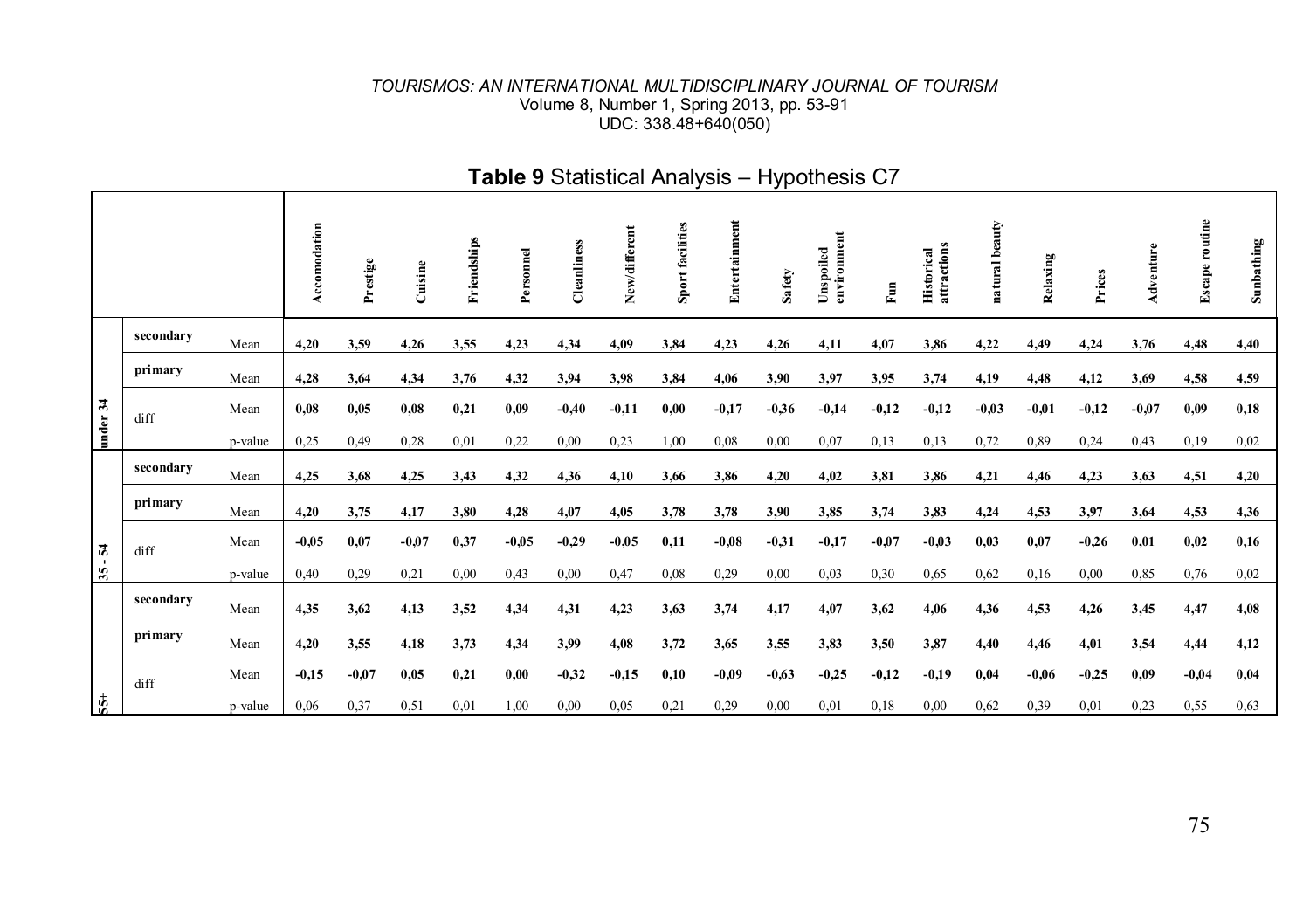**Table 9** Statistical Analysis – Hypothesis C7

| | | | Accomodation | Prestige | Cuisine | Friendships | Personnel | Cleanliness | New/different | Sport facilities | Entertainment | Safety | Unspoiled environment | Fun | Historical attractions | natural beauty | Relaxing | Prices | Adventure | Escape routine | Sunbathing |
|---|---|---|---|---|---|---|---|---|---|---|---|---|---|---|---|---|---|---|---|---|---|
| under 34 | secondary | Mean | **4,20** | **3,59** | **4,26** | **3,55** | **4,23** | **4,34** | **4,09** | **3,84** | **4,23** | **4,26** | **4,11** | **4,07** | **3,86** | **4,22** | **4,49** | **4,24** | **3,76** | **4,48** | **4,40** |
| | primary | Mean | **4,28** | **3,64** | **4,34** | **3,76** | **4,32** | **3,94** | **3,98** | **3,84** | **4,06** | **3,90** | **3,97** | **3,95** | **3,74** | **4,19** | **4,48** | **4,12** | **3,69** | **4,58** | **4,59** |
| | diff | Mean | **0,08** | **0,05** | **0,08** | **0,21** | **0,09** | **-0,40** | **-0,11** | **0,00** | **-0,17** | **-0,36** | **-0,14** | **-0,12** | **-0,12** | **-0,03** | **-0,01** | **-0,12** | **-0,07** | **0,09** | **0,18** |
| | | p-value | 0,25 | 0,49 | 0,28 | 0,01 | 0,22 | 0,00 | 0,23 | 1,00 | 0,08 | 0,00 | 0,07 | 0,13 | 0,13 | 0,72 | 0,89 | 0,24 | 0,43 | 0,19 | 0,02 |
| 35 - 54 | secondary | Mean | **4,25** | **3,68** | **4,25** | **3,43** | **4,32** | **4,36** | **4,10** | **3,66** | **3,86** | **4,20** | **4,02** | **3,81** | **3,86** | **4,21** | **4,46** | **4,23** | **3,63** | **4,51** | **4,20** |
| | primary | Mean | **4,20** | **3,75** | **4,17** | **3,80** | **4,28** | **4,07** | **4,05** | **3,78** | **3,78** | **3,90** | **3,85** | **3,74** | **3,83** | **4,24** | **4,53** | **3,97** | **3,64** | **4,53** | **4,36** |
| | diff | Mean | **-0,05** | **0,07** | **-0,07** | **0,37** | **-0,05** | **-0,29** | **-0,05** | **0,11** | **-0,08** | **-0,31** | **-0,17** | **-0,07** | **-0,03** | **0,03** | **0,07** | **-0,26** | **0,01** | **0,02** | **0,16** |
| | | p-value | 0,40 | 0,29 | 0,21 | 0,00 | 0,43 | 0,00 | 0,47 | 0,08 | 0,29 | 0,00 | 0,03 | 0,30 | 0,65 | 0,62 | 0,16 | 0,00 | 0,85 | 0,76 | 0,02 |
| 55+ | secondary | Mean | **4,35** | **3,62** | **4,13** | **3,52** | **4,34** | **4,31** | **4,23** | **3,63** | **3,74** | **4,17** | **4,07** | **3,62** | **4,06** | **4,36** | **4,53** | **4,26** | **3,45** | **4,47** | **4,08** |
| | primary | Mean | **4,20** | **3,55** | **4,18** | **3,73** | **4,34** | **3,99** | **4,08** | **3,72** | **3,65** | **3,55** | **3,83** | **3,50** | **3,87** | **4,40** | **4,46** | **4,01** | **3,54** | **4,44** | **4,12** |
| | diff | Mean | **-0,15** | **-0,07** | **0,05** | **0,21** | **0,00** | **-0,32** | **-0,15** | **0,10** | **-0,09** | **-0,63** | **-0,25** | **-0,12** | **-0,19** | **0,04** | **-0,06** | **-0,25** | **0,09** | **-0,04** | **0,04** |
| | | p-value | 0,06 | 0,37 | 0,51 | 0,01 | 1,00 | 0,00 | 0,05 | 0,21 | 0,29 | 0,00 | 0,01 | 0,18 | 0,00 | 0,62 | 0,39 | 0,01 | 0,23 | 0,55 | 0,63 |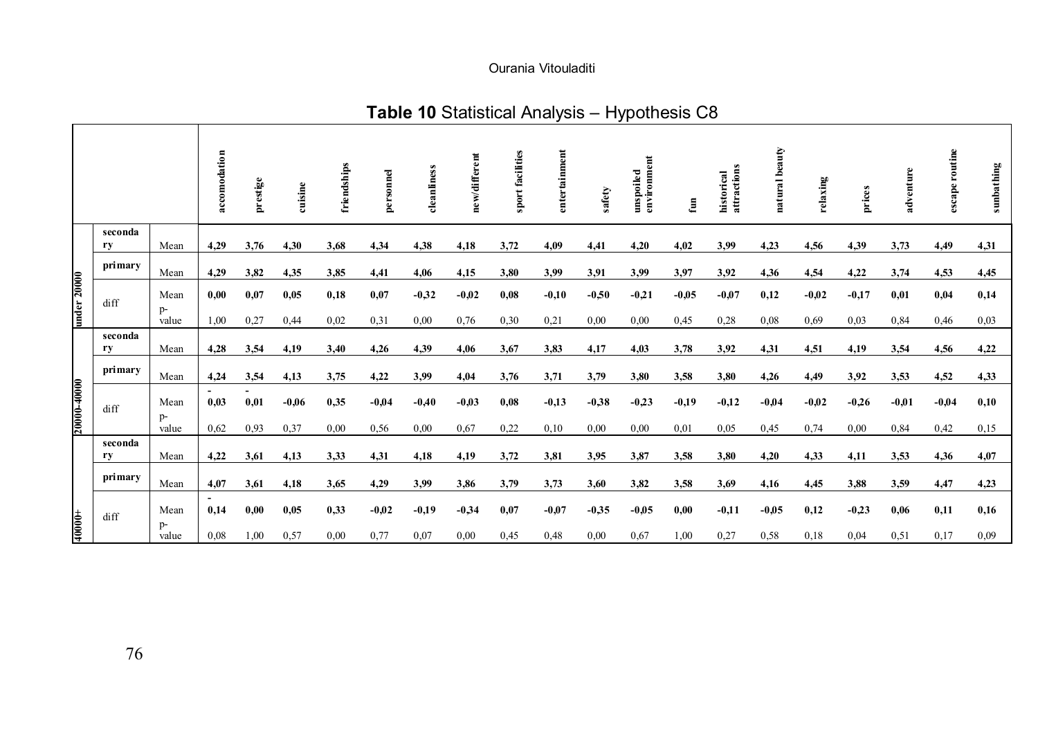## Table 10 Statistical Analysis – Hypothesis C8

| | | | accomodation | prestige | cuisine | friendships | personnel | cleanliness | new/different | sport facilities | entertainment | safety | unspoiled environment | fun | historical attractions | natural beauty | relaxing | prices | adventure | escape routine | sunbathing |
|---|---|---|---|---|---|---|---|---|---|---|---|---|---|---|---|---|---|---|---|---|---|
| under 20000 | secondary | Mean | **4,29** | **3,76** | **4,30** | **3,68** | **4,34** | **4,38** | **4,18** | **3,72** | **4,09** | **4,41** | **4,20** | **4,02** | **3,99** | **4,23** | **4,56** | **4,39** | **3,73** | **4,49** | **4,31** |
| | primary | Mean | **4,29** | **3,82** | **4,35** | **3,85** | **4,41** | **4,06** | **4,15** | **3,80** | **3,99** | **3,91** | **3,99** | **3,97** | **3,92** | **4,36** | **4,54** | **4,22** | **3,74** | **4,53** | **4,45** |
| | diff | Mean | **0,00** | **0,07** | **0,05** | **0,18** | **0,07** | **-0,32** | **-0,02** | **0,08** | **-0,10** | **-0,50** | **-0,21** | **-0,05** | **-0,07** | **0,12** | **-0,02** | **-0,17** | **0,01** | **0,04** | **0,14** |
| | | p-value | 1,00 | 0,27 | 0,44 | 0,02 | 0,31 | 0,00 | 0,76 | 0,30 | 0,21 | 0,00 | 0,00 | 0,45 | 0,28 | 0,08 | 0,69 | 0,03 | 0,84 | 0,46 | 0,03 |
| 20000-40000 | secondary | Mean | **4,28** | **3,54** | **4,19** | **3,40** | **4,26** | **4,39** | **4,06** | **3,67** | **3,83** | **4,17** | **4,03** | **3,78** | **3,92** | **4,31** | **4,51** | **4,19** | **3,54** | **4,56** | **4,22** |
| | primary | Mean | **4,24** | **3,54** | **4,13** | **3,75** | **4,22** | **3,99** | **4,04** | **3,76** | **3,71** | **3,79** | **3,80** | **3,58** | **3,80** | **4,26** | **4,49** | **3,92** | **3,53** | **4,52** | **4,33** |
| | diff | Mean | **-0,03** | **-0,01** | **-0,06** | **0,35** | **-0,04** | **-0,40** | **-0,03** | **0,08** | **-0,13** | **-0,38** | **-0,23** | **-0,19** | **-0,12** | **-0,04** | **-0,02** | **-0,26** | **-0,01** | **-0,04** | **0,10** |
| | | p-value | 0,62 | 0,93 | 0,37 | 0,00 | 0,56 | 0,00 | 0,67 | 0,22 | 0,10 | 0,00 | 0,00 | 0,01 | 0,05 | 0,45 | 0,74 | 0,00 | 0,84 | 0,42 | 0,15 |
| 40000+ | secondary | Mean | **4,22** | **3,61** | **4,13** | **3,33** | **4,31** | **4,18** | **4,19** | **3,72** | **3,81** | **3,95** | **3,87** | **3,58** | **3,80** | **4,20** | **4,33** | **4,11** | **3,53** | **4,36** | **4,07** |
| | primary | Mean | **4,07** | **3,61** | **4,18** | **3,65** | **4,29** | **3,99** | **3,86** | **3,79** | **3,73** | **3,60** | **3,82** | **3,58** | **3,69** | **4,16** | **4,45** | **3,88** | **3,59** | **4,47** | **4,23** |
| | diff | Mean | **-0,14** | **0,00** | **0,05** | **0,33** | **-0,02** | **-0,19** | **-0,34** | **0,07** | **-0,07** | **-0,35** | **-0,05** | **0,00** | **-0,11** | **-0,05** | **0,12** | **-0,23** | **0,06** | **0,11** | **0,16** |
| | | p-value | 0,08 | 1,00 | 0,57 | 0,00 | 0,77 | 0,07 | 0,00 | 0,45 | 0,48 | 0,00 | 0,67 | 1,00 | 0,27 | 0,58 | 0,18 | 0,04 | 0,51 | 0,17 | 0,09 |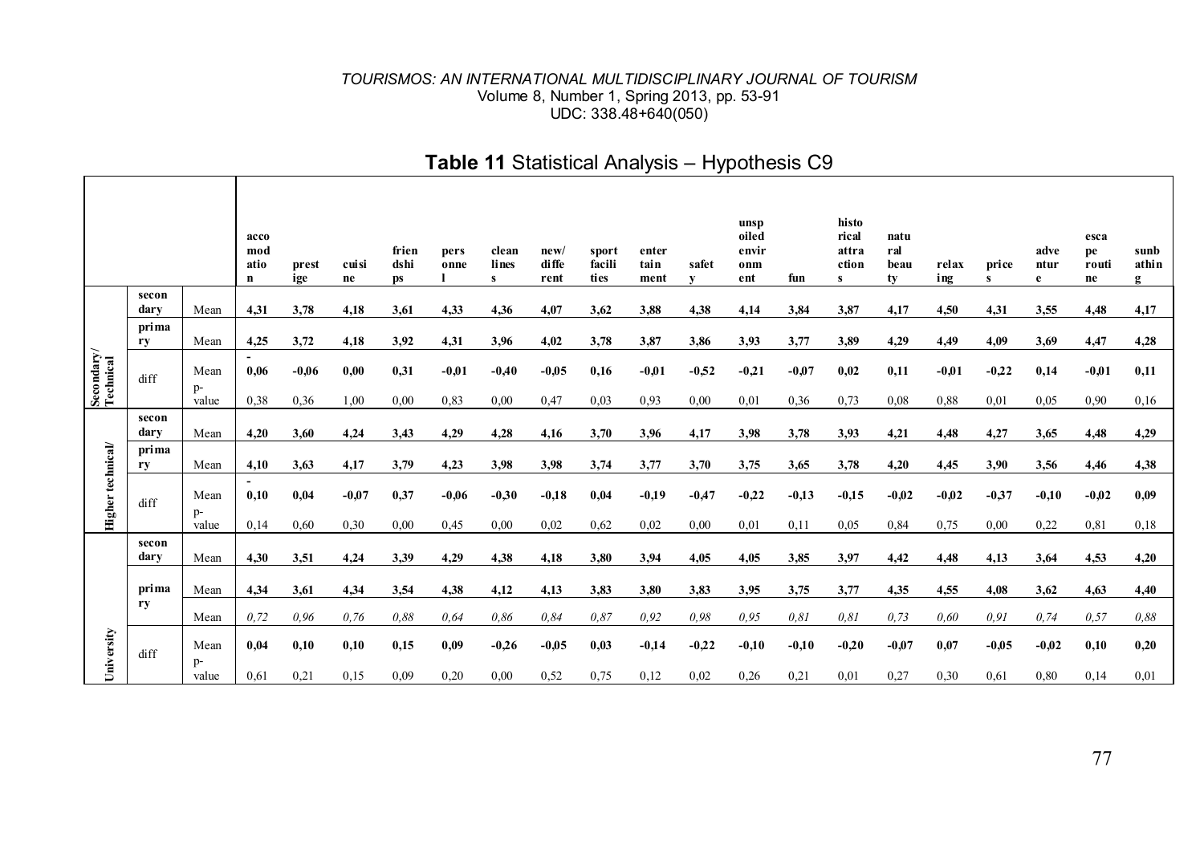**Table 11** Statistical Analysis – Hypothesis C9

| | | | accommodation | prestige | cuisine | friendships | personnel | cleanlines | new/different | sport facilities | entertainment | safety | unspoiled environment | fun | historical attractions | natural beauty | relaxing | prices | adventure | escape routine | sunbathing |
|---|---|---|---|---|---|---|---|---|---|---|---|---|---|---|---|---|---|---|---|---|---|
| Secondary/Technical | secondary | Mean | 4,31 | 3,78 | 4,18 | 3,61 | 4,33 | 4,36 | 4,07 | 3,62 | 3,88 | 4,38 | 4,14 | 3,84 | 3,87 | 4,17 | 4,50 | 4,31 | 3,55 | 4,48 | 4,17 |
| | primary | Mean | 4,25 | 3,72 | 4,18 | 3,92 | 4,31 | 3,96 | 4,02 | 3,78 | 3,87 | 3,86 | 3,93 | 3,77 | 3,89 | 4,29 | 4,49 | 4,09 | 3,69 | 4,47 | 4,28 |
| | diff | Mean | -0,06 | -0,06 | 0,00 | 0,31 | -0,01 | -0,40 | -0,05 | 0,16 | -0,01 | -0,52 | -0,21 | -0,07 | 0,02 | 0,11 | -0,01 | -0,22 | 0,14 | -0,01 | 0,11 |
| | | p-value | 0,38 | 0,36 | 1,00 | 0,00 | 0,83 | 0,00 | 0,47 | 0,03 | 0,93 | 0,00 | 0,01 | 0,36 | 0,73 | 0,08 | 0,88 | 0,01 | 0,05 | 0,90 | 0,16 |
| Higher technical/ | secondary | Mean | 4,20 | 3,60 | 4,24 | 3,43 | 4,29 | 4,28 | 4,16 | 3,70 | 3,96 | 4,17 | 3,98 | 3,78 | 3,93 | 4,21 | 4,48 | 4,27 | 3,65 | 4,48 | 4,29 |
| | primary | Mean | 4,10 | 3,63 | 4,17 | 3,79 | 4,23 | 3,98 | 3,98 | 3,74 | 3,77 | 3,70 | 3,75 | 3,65 | 3,78 | 4,20 | 4,45 | 3,90 | 3,56 | 4,46 | 4,38 |
| | diff | Mean | -0,10 | 0,04 | -0,07 | 0,37 | -0,06 | -0,30 | -0,18 | 0,04 | -0,19 | -0,47 | -0,22 | -0,13 | -0,15 | -0,02 | -0,02 | -0,37 | -0,10 | -0,02 | 0,09 |
| | | p-value | 0,14 | 0,60 | 0,30 | 0,00 | 0,45 | 0,00 | 0,02 | 0,62 | 0,02 | 0,00 | 0,01 | 0,11 | 0,05 | 0,84 | 0,75 | 0,00 | 0,22 | 0,81 | 0,18 |
| University | secondary | Mean | 4,30 | 3,51 | 4,24 | 3,39 | 4,29 | 4,38 | 4,18 | 3,80 | 3,94 | 4,05 | 4,05 | 3,85 | 3,97 | 4,42 | 4,48 | 4,13 | 3,64 | 4,53 | 4,20 |
| | primary | Mean | 4,34 | 3,61 | 4,34 | 3,54 | 4,38 | 4,12 | 4,13 | 3,83 | 3,80 | 3,83 | 3,95 | 3,75 | 3,77 | 4,35 | 4,55 | 4,08 | 3,62 | 4,63 | 4,40 |
| | | Mean | *0,72* | *0,96* | *0,76* | *0,88* | *0,64* | *0,86* | *0,84* | *0,87* | *0,92* | *0,98* | *0,95* | *0,81* | *0,81* | *0,73* | *0,60* | *0,91* | *0,74* | *0,57* | *0,88* |
| | diff | Mean | 0,04 | 0,10 | 0,10 | 0,15 | 0,09 | -0,26 | -0,05 | 0,03 | -0,14 | -0,22 | -0,10 | -0,10 | -0,20 | -0,07 | 0,07 | -0,05 | -0,02 | 0,10 | 0,20 |
| | | p-value | 0,61 | 0,21 | 0,15 | 0,09 | 0,20 | 0,00 | 0,52 | 0,75 | 0,12 | 0,02 | 0,26 | 0,21 | 0,01 | 0,27 | 0,30 | 0,61 | 0,80 | 0,14 | 0,01 |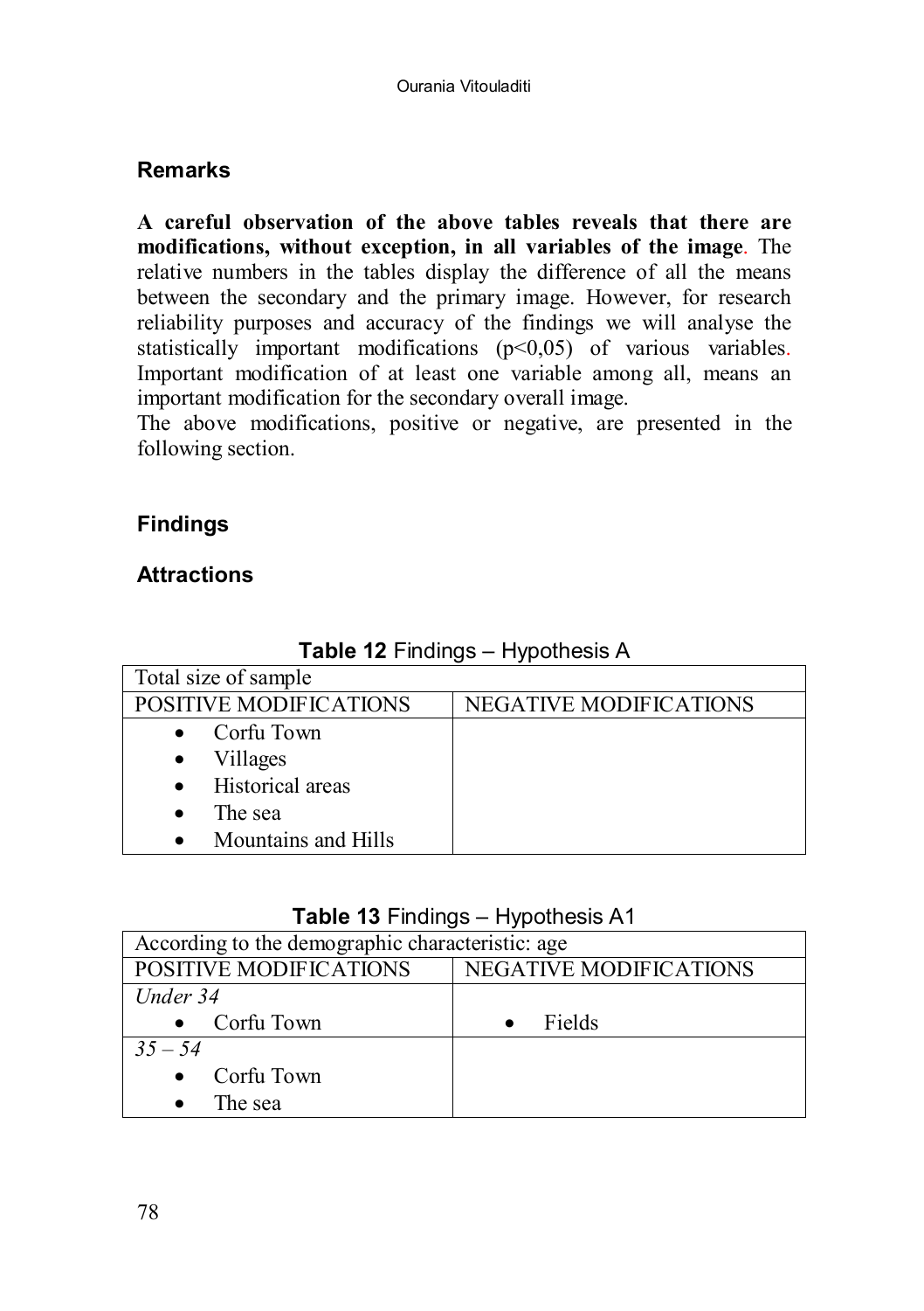## Remarks

**A careful observation of the above tables reveals that there are modifications, without exception, in all variables of the image**. The relative numbers in the tables display the difference of all the means between the secondary and the primary image. However, for research reliability purposes and accuracy of the findings we will analyse the statistically important modifications ($p<0,05$) of various variables. Important modification of at least one variable among all, means an important modification for the secondary overall image.
The above modifications, positive or negative, are presented in the following section.

## Findings

### Attractions

**Table 12** Findings – Hypothesis A

| Total size of sample | |
|---|---|
| POSITIVE MODIFICATIONS | NEGATIVE MODIFICATIONS |
| • Corfu Town<br>• Villages<br>• Historical areas<br>• The sea<br>• Mountains and Hills | |

**Table 13** Findings – Hypothesis A1

| According to the demographic characteristic: age | |
|---|---|
| POSITIVE MODIFICATIONS | NEGATIVE MODIFICATIONS |
| *Under 34*<br>• Corfu Town | • Fields |
| *35 – 54*<br>• Corfu Town<br>• The sea | |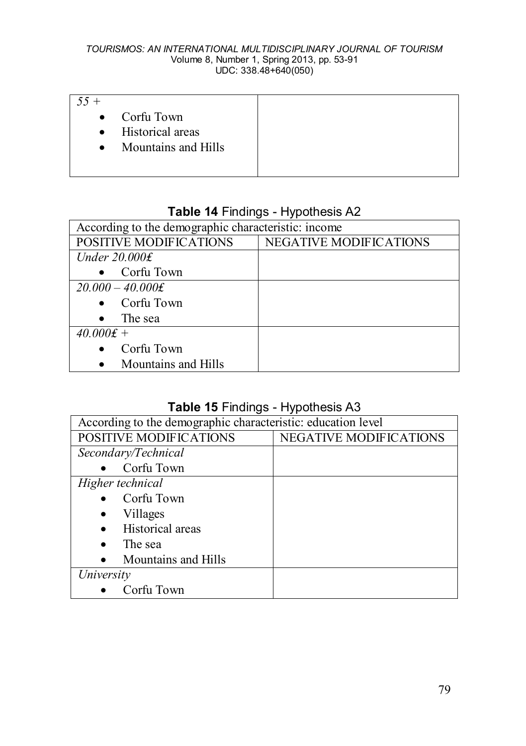| *55 +*<br>• Corfu Town<br>• Historical areas<br>• Mountains and Hills | |
|---|---|

**Table 14** Findings - Hypothesis A2

| According to the demographic characteristic: income | |
|---|---|
| POSITIVE MODIFICATIONS | NEGATIVE MODIFICATIONS |
| *Under 20.000₤*<br>• Corfu Town | |
| *20.000 – 40.000₤*<br>• Corfu Town<br>• The sea | |
| *40.000₤ +*<br>• Corfu Town<br>• Mountains and Hills | |

**Table 15** Findings - Hypothesis A3

| According to the demographic characteristic: education level | |
|---|---|
| POSITIVE MODIFICATIONS | NEGATIVE MODIFICATIONS |
| *Secondary/Technical*<br>• Corfu Town | |
| *Higher technical*<br>• Corfu Town<br>• Villages<br>• Historical areas<br>• The sea<br>• Mountains and Hills | |
| *University*<br>• Corfu Town | |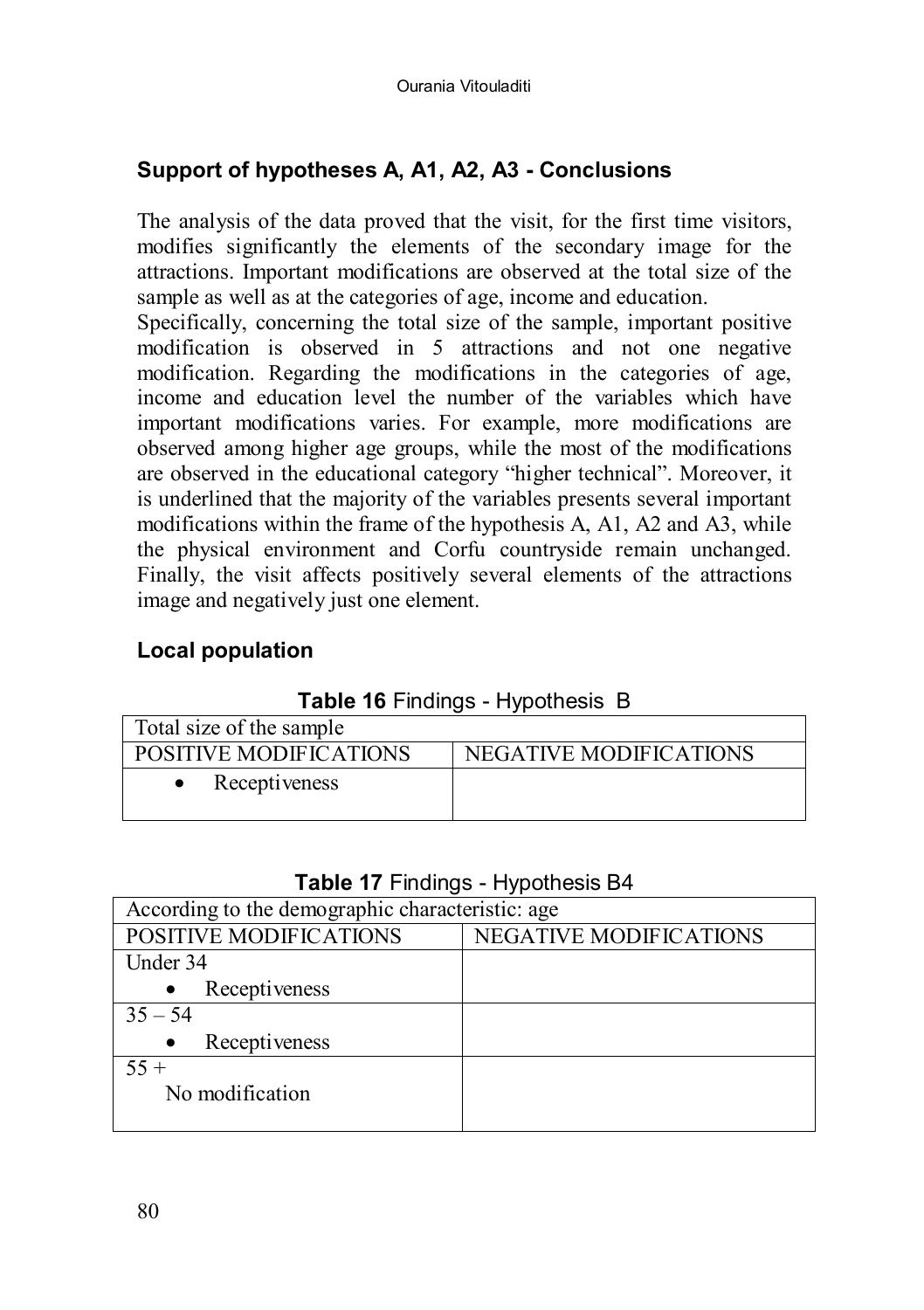### Support of hypotheses A, A1, A2, A3 - Conclusions

The analysis of the data proved that the visit, for the first time visitors, modifies significantly the elements of the secondary image for the attractions. Important modifications are observed at the total size of the sample as well as at the categories of age, income and education.
Specifically, concerning the total size of the sample, important positive modification is observed in 5 attractions and not one negative modification. Regarding the modifications in the categories of age, income and education level the number of the variables which have important modifications varies. For example, more modifications are observed among higher age groups, while the most of the modifications are observed in the educational category "higher technical". Moreover, it is underlined that the majority of the variables presents several important modifications within the frame of the hypothesis A, A1, A2 and A3, while the physical environment and Corfu countryside remain unchanged. Finally, the visit affects positively several elements of the attractions image and negatively just one element.

### Local population

**Table 16** Findings - Hypothesis B

| Total size of the sample | |
|---|---|
| POSITIVE MODIFICATIONS | NEGATIVE MODIFICATIONS |
| • Receptiveness | |

**Table 17** Findings - Hypothesis B4

| According to the demographic characteristic: age | |
|---|---|
| POSITIVE MODIFICATIONS | NEGATIVE MODIFICATIONS |
| Under 34<br>• Receptiveness | |
| 35 – 54<br>• Receptiveness | |
| 55 +<br>No modification | |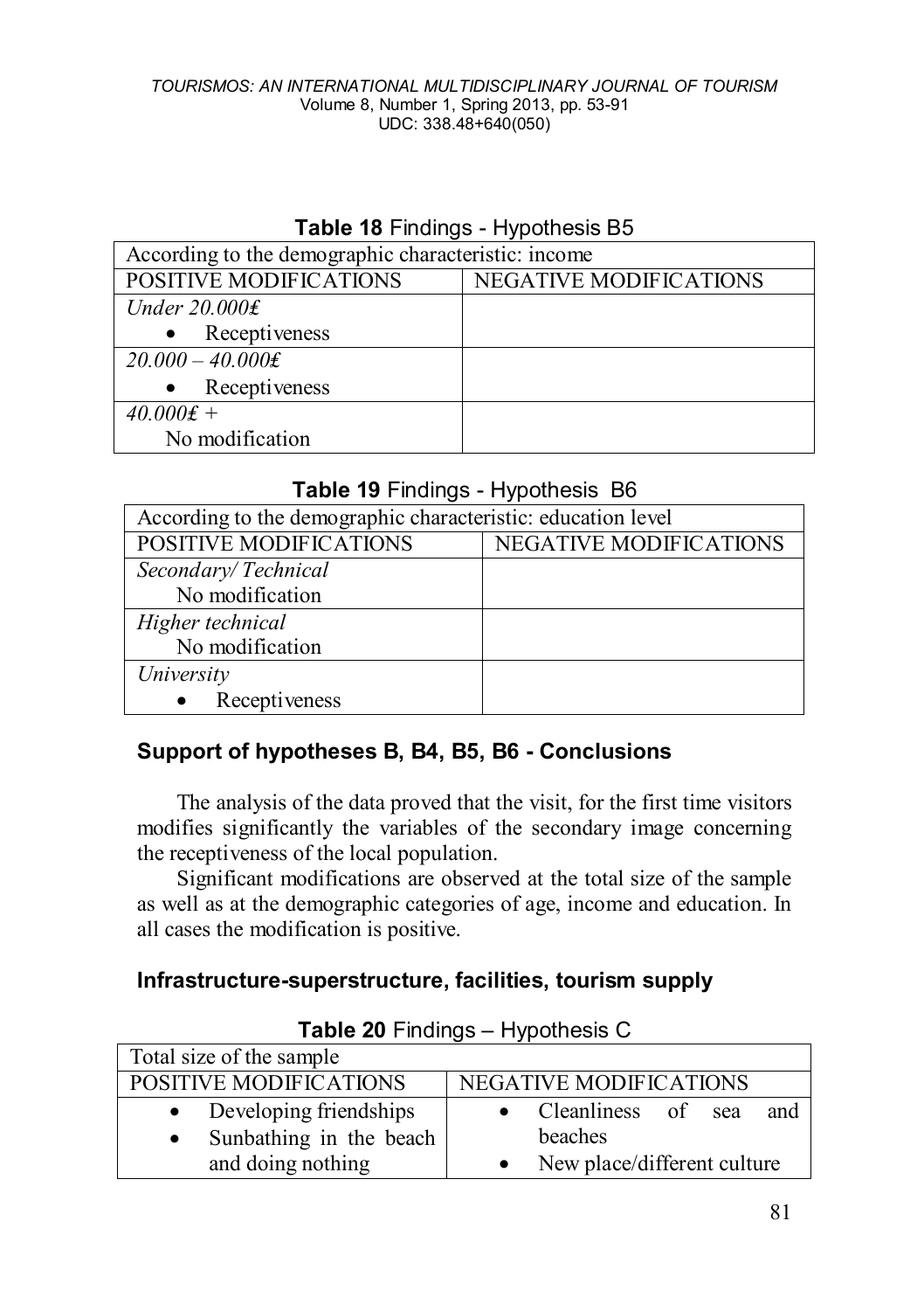**Table 18** Findings - Hypothesis B5

| According to the demographic characteristic: income | |
|---|---|
| POSITIVE MODIFICATIONS | NEGATIVE MODIFICATIONS |
| *Under 20.000₤*<br>• Receptiveness | |
| *20.000 – 40.000₤*<br>• Receptiveness | |
| *40.000₤ +*<br>No modification | |

**Table 19** Findings - Hypothesis B6

| According to the demographic characteristic: education level | |
|---|---|
| POSITIVE MODIFICATIONS | NEGATIVE MODIFICATIONS |
| *Secondary/ Technical*<br>No modification | |
| *Higher technical*<br>No modification | |
| *University*<br>• Receptiveness | |

### Support of hypotheses B, B4, B5, B6 - Conclusions

The analysis of the data proved that the visit, for the first time visitors modifies significantly the variables of the secondary image concerning the receptiveness of the local population.

Significant modifications are observed at the total size of the sample as well as at the demographic categories of age, income and education. In all cases the modification is positive.

### Infrastructure-superstructure, facilities, tourism supply

**Table 20** Findings – Hypothesis C

| Total size of the sample | |
|---|---|
| POSITIVE MODIFICATIONS | NEGATIVE MODIFICATIONS |
| • Developing friendships<br>• Sunbathing in the beach and doing nothing | • Cleanliness of sea and beaches<br>• New place/different culture |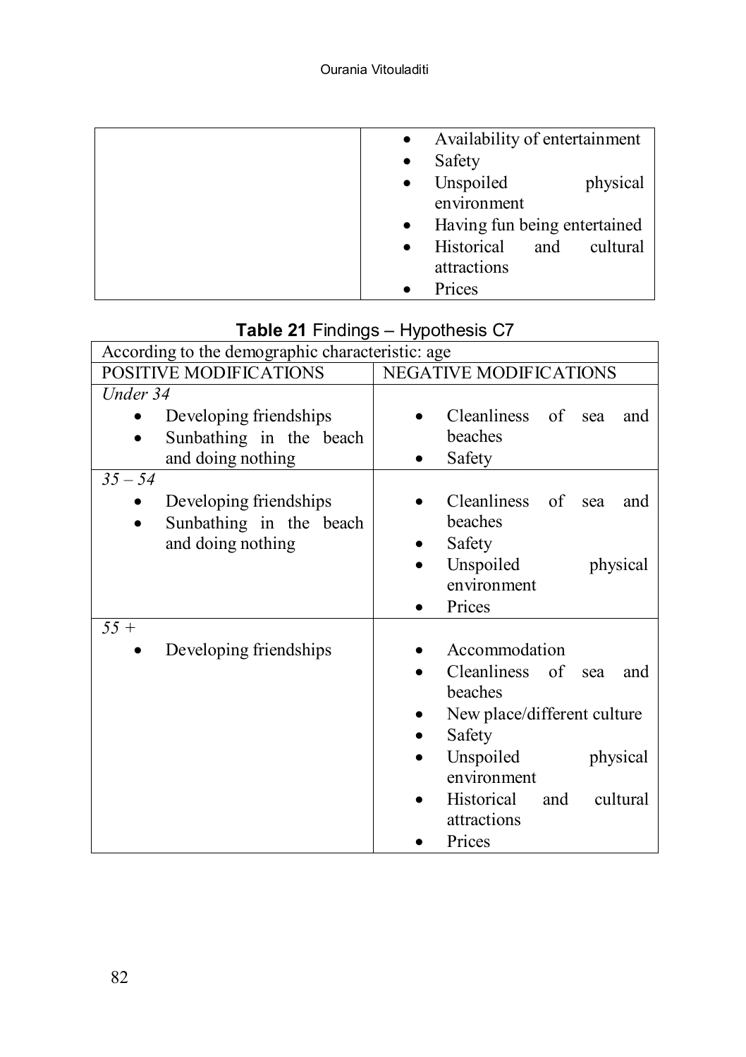| | |
|---|---|
| | • Availability of entertainment<br>• Safety<br>• Unspoiled physical environment<br>• Having fun being entertained<br>• Historical and cultural attractions<br>• Prices |

**Table 21** Findings – Hypothesis C7

| According to the demographic characteristic: age | |
|---|---|
| POSITIVE MODIFICATIONS | NEGATIVE MODIFICATIONS |
| *Under 34*<br>• Developing friendships<br>• Sunbathing in the beach and doing nothing | • Cleanliness of sea and beaches<br>• Safety |
| *35 – 54*<br>• Developing friendships<br>• Sunbathing in the beach and doing nothing | • Cleanliness of sea and beaches<br>• Safety<br>• Unspoiled physical environment<br>• Prices |
| *55 +*<br>• Developing friendships | • Accommodation<br>• Cleanliness of sea and beaches<br>• New place/different culture<br>• Safety<br>• Unspoiled physical environment<br>• Historical and cultural attractions<br>• Prices |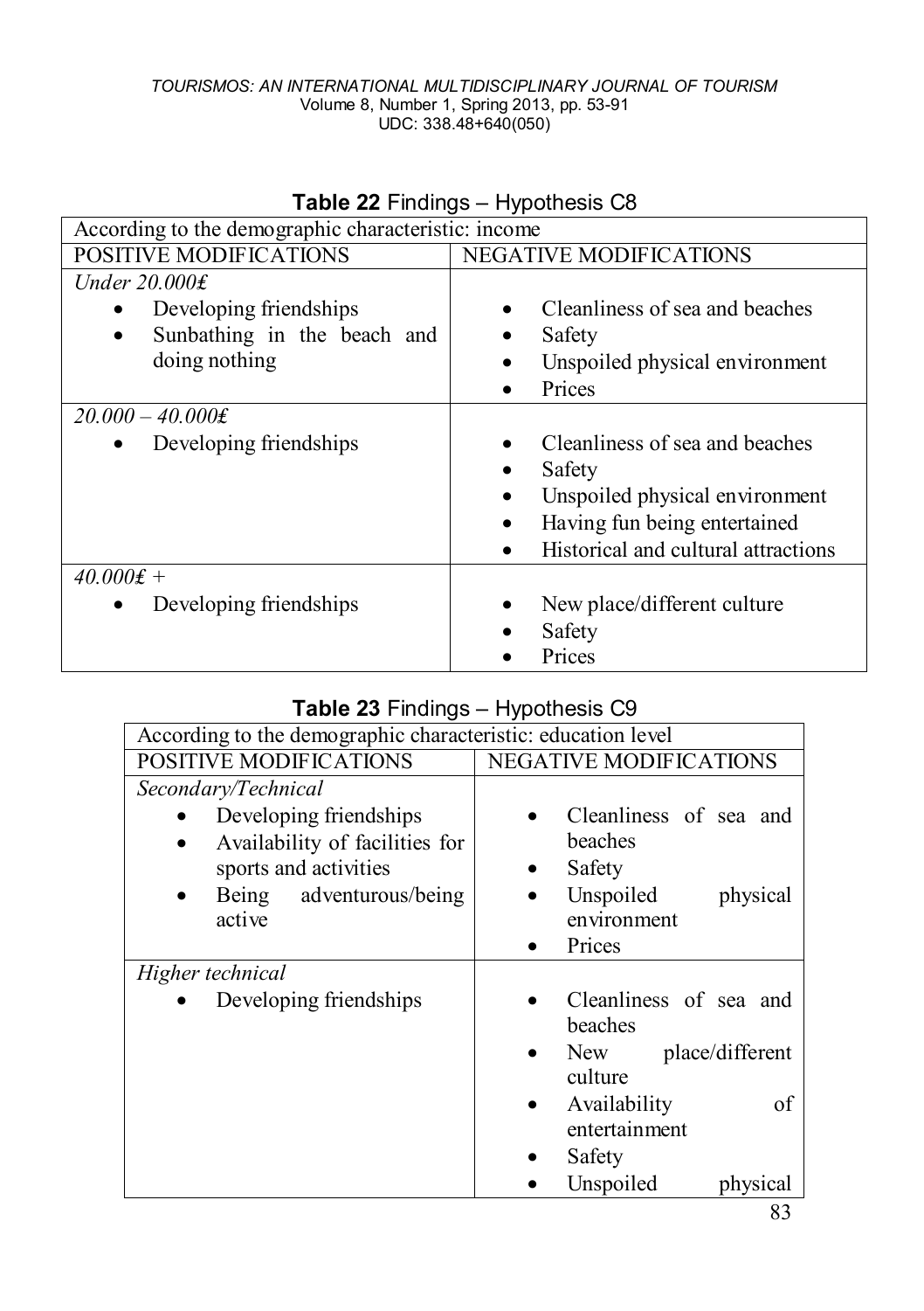**Table 22** Findings – Hypothesis C8

| According to the demographic characteristic: income | |
|---|---|
| POSITIVE MODIFICATIONS | NEGATIVE MODIFICATIONS |
| *Under 20.000₤*<br>• Developing friendships<br>• Sunbathing in the beach and doing nothing | • Cleanliness of sea and beaches<br>• Safety<br>• Unspoiled physical environment<br>• Prices |
| *20.000 – 40.000₤*<br>• Developing friendships | • Cleanliness of sea and beaches<br>• Safety<br>• Unspoiled physical environment<br>• Having fun being entertained<br>• Historical and cultural attractions |
| *40.000₤ +*<br>• Developing friendships | • New place/different culture<br>• Safety<br>• Prices |

**Table 23** Findings – Hypothesis C9

| According to the demographic characteristic: education level | |
|---|---|
| POSITIVE MODIFICATIONS | NEGATIVE MODIFICATIONS |
| *Secondary/Technical*<br>• Developing friendships<br>• Availability of facilities for sports and activities<br>• Being adventurous/being active | • Cleanliness of sea and beaches<br>• Safety<br>• Unspoiled physical environment<br>• Prices |
| *Higher technical*<br>• Developing friendships | • Cleanliness of sea and beaches<br>• New place/different culture<br>• Availability of entertainment<br>• Safety<br>• Unspoiled physical |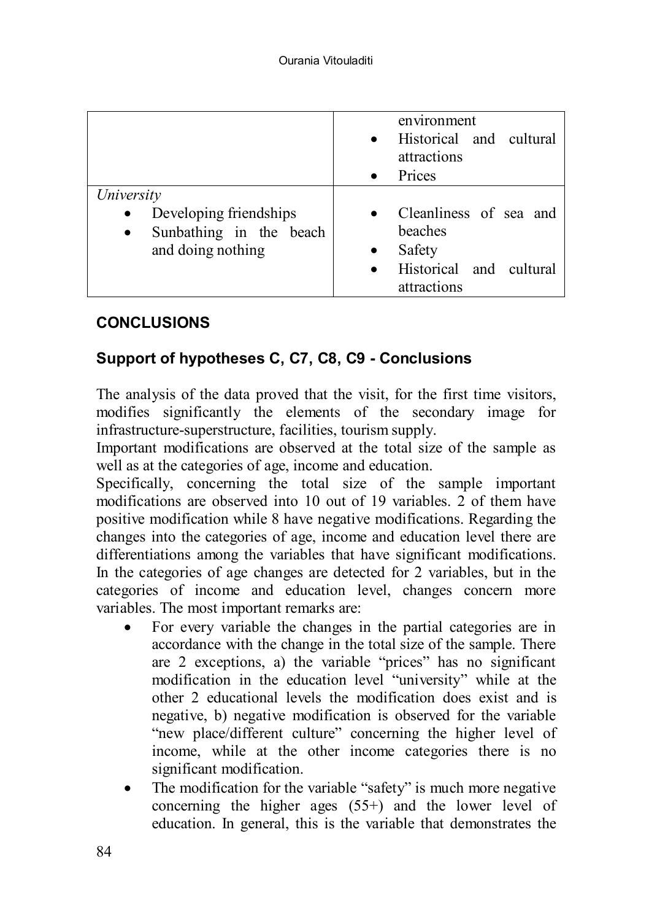| | |
|---|---|
| | environment<br>• Historical and cultural attractions<br>• Prices |
| *University*<br>• Developing friendships<br>• Sunbathing in the beach and doing nothing | • Cleanliness of sea and beaches<br>• Safety<br>• Historical and cultural attractions |

## CONCLUSIONS

### Support of hypotheses C, C7, C8, C9 - Conclusions

The analysis of the data proved that the visit, for the first time visitors, modifies significantly the elements of the secondary image for infrastructure-superstructure, facilities, tourism supply.

Important modifications are observed at the total size of the sample as well as at the categories of age, income and education.

Specifically, concerning the total size of the sample important modifications are observed into 10 out of 19 variables. 2 of them have positive modification while 8 have negative modifications. Regarding the changes into the categories of age, income and education level there are differentiations among the variables that have significant modifications. In the categories of age changes are detected for 2 variables, but in the categories of income and education level, changes concern more variables. The most important remarks are:

- For every variable the changes in the partial categories are in accordance with the change in the total size of the sample. There are 2 exceptions, a) the variable "prices" has no significant modification in the education level "university" while at the other 2 educational levels the modification does exist and is negative, b) negative modification is observed for the variable "new place/different culture" concerning the higher level of income, while at the other income categories there is no significant modification.
- The modification for the variable "safety" is much more negative concerning the higher ages (55+) and the lower level of education. In general, this is the variable that demonstrates the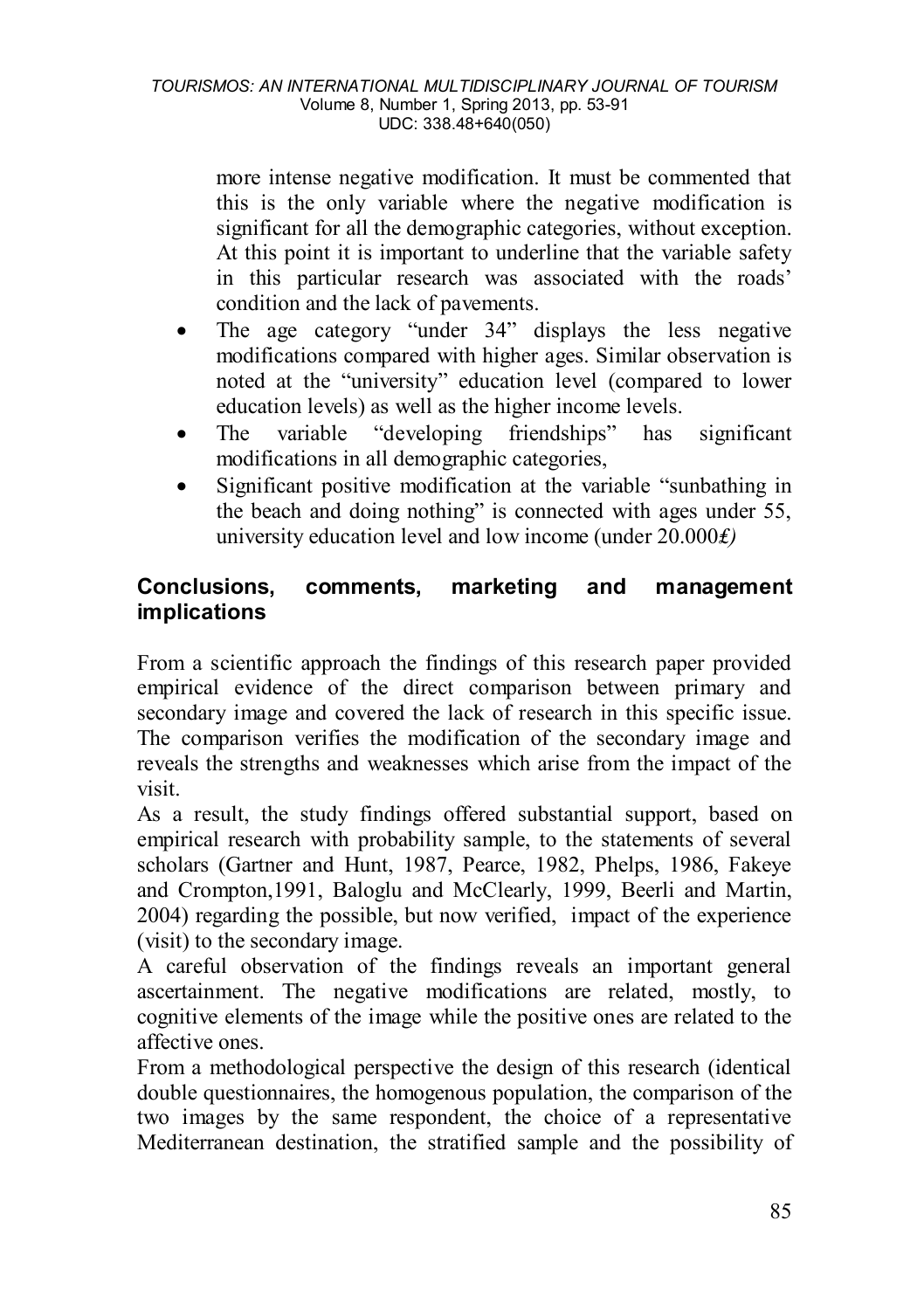more intense negative modification. It must be commented that this is the only variable where the negative modification is significant for all the demographic categories, without exception. At this point it is important to underline that the variable safety in this particular research was associated with the roads' condition and the lack of pavements.

- The age category "under 34" displays the less negative modifications compared with higher ages. Similar observation is noted at the "university" education level (compared to lower education levels) as well as the higher income levels.
- The variable "developing friendships" has significant modifications in all demographic categories,
- Significant positive modification at the variable "sunbathing in the beach and doing nothing" is connected with ages under 55, university education level and low income (under 20.000*€)*

## Conclusions, comments, marketing and management implications

From a scientific approach the findings of this research paper provided empirical evidence of the direct comparison between primary and secondary image and covered the lack of research in this specific issue. The comparison verifies the modification of the secondary image and reveals the strengths and weaknesses which arise from the impact of the visit.

As a result, the study findings offered substantial support, based on empirical research with probability sample, to the statements of several scholars (Gartner and Hunt, 1987, Pearce, 1982, Phelps, 1986, Fakeye and Crompton,1991, Baloglu and McClearly, 1999, Beerli and Martin, 2004) regarding the possible, but now verified, impact of the experience (visit) to the secondary image.

A careful observation of the findings reveals an important general ascertainment. The negative modifications are related, mostly, to cognitive elements of the image while the positive ones are related to the affective ones.

From a methodological perspective the design of this research (identical double questionnaires, the homogenous population, the comparison of the two images by the same respondent, the choice of a representative Mediterranean destination, the stratified sample and the possibility of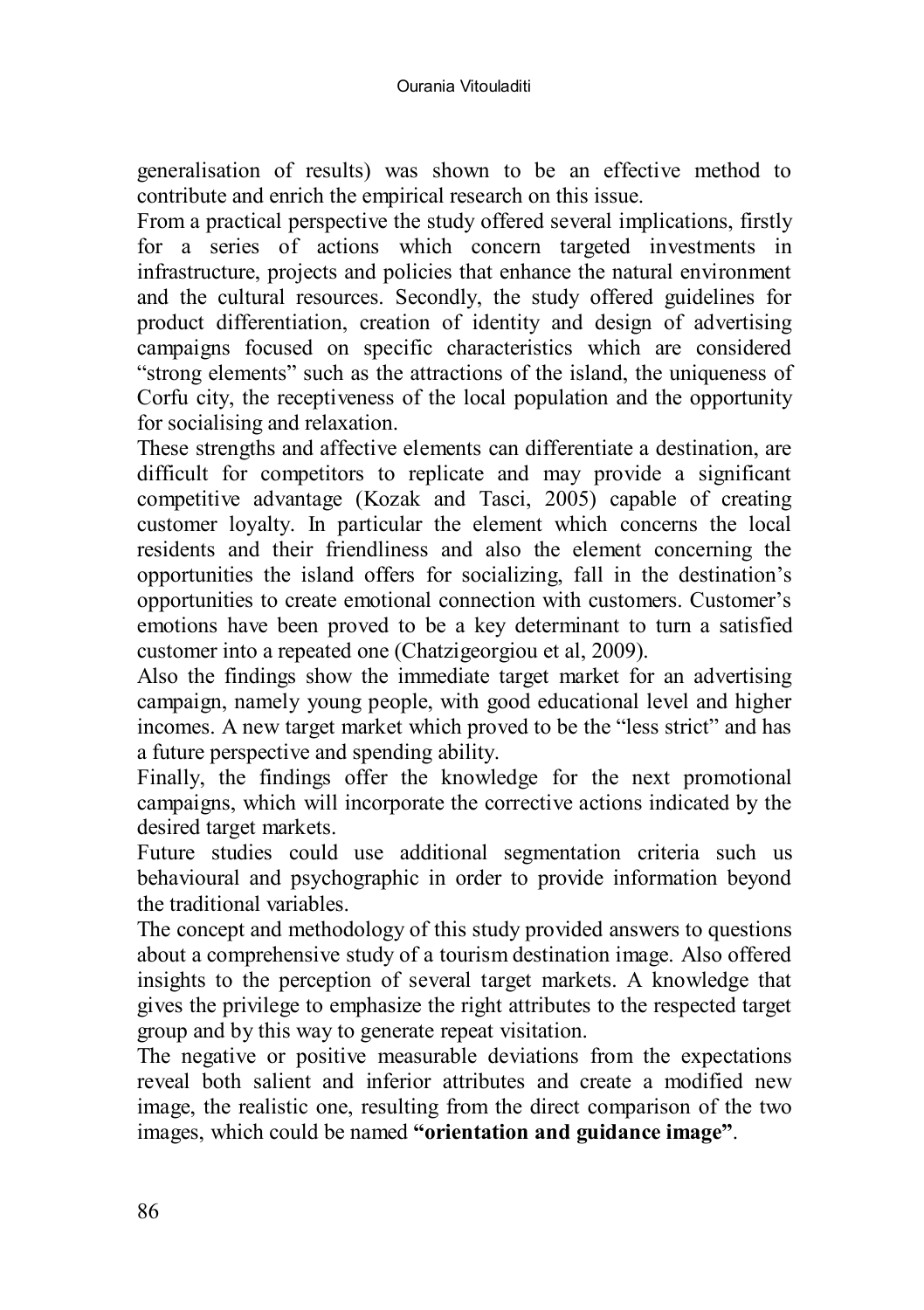generalisation of results) was shown to be an effective method to contribute and enrich the empirical research on this issue.

From a practical perspective the study offered several implications, firstly for a series of actions which concern targeted investments in infrastructure, projects and policies that enhance the natural environment and the cultural resources. Secondly, the study offered guidelines for product differentiation, creation of identity and design of advertising campaigns focused on specific characteristics which are considered "strong elements" such as the attractions of the island, the uniqueness of Corfu city, the receptiveness of the local population and the opportunity for socialising and relaxation.

These strengths and affective elements can differentiate a destination, are difficult for competitors to replicate and may provide a significant competitive advantage (Kozak and Tasci, 2005) capable of creating customer loyalty. In particular the element which concerns the local residents and their friendliness and also the element concerning the opportunities the island offers for socializing, fall in the destination's opportunities to create emotional connection with customers. Customer's emotions have been proved to be a key determinant to turn a satisfied customer into a repeated one (Chatzigeorgiou et al, 2009).

Also the findings show the immediate target market for an advertising campaign, namely young people, with good educational level and higher incomes. A new target market which proved to be the "less strict" and has a future perspective and spending ability.

Finally, the findings offer the knowledge for the next promotional campaigns, which will incorporate the corrective actions indicated by the desired target markets.

Future studies could use additional segmentation criteria such us behavioural and psychographic in order to provide information beyond the traditional variables.

The concept and methodology of this study provided answers to questions about a comprehensive study of a tourism destination image. Also offered insights to the perception of several target markets. A knowledge that gives the privilege to emphasize the right attributes to the respected target group and by this way to generate repeat visitation.

The negative or positive measurable deviations from the expectations reveal both salient and inferior attributes and create a modified new image, the realistic one, resulting from the direct comparison of the two images, which could be named **"orientation and guidance image"**.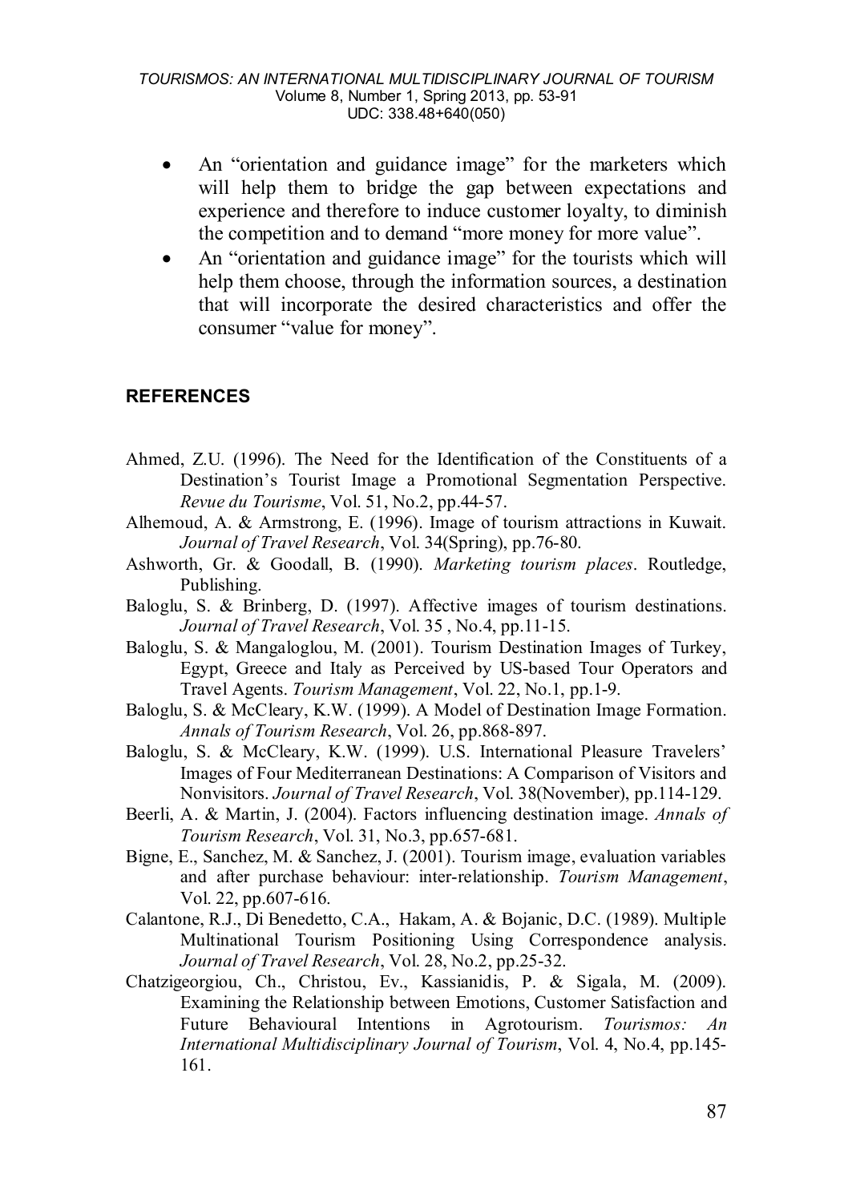- An “orientation and guidance image” for the marketers which will help them to bridge the gap between expectations and experience and therefore to induce customer loyalty, to diminish the competition and to demand “more money for more value”.
- An “orientation and guidance image” for the tourists which will help them choose, through the information sources, a destination that will incorporate the desired characteristics and offer the consumer “value for money”.

## REFERENCES

Ahmed, Z.U. (1996). The Need for the Identification of the Constituents of a Destination’s Tourist Image a Promotional Segmentation Perspective. *Revue du Tourisme*, Vol. 51, No.2, pp.44-57.

Alhemoud, A. & Armstrong, E. (1996). Image of tourism attractions in Kuwait. *Journal of Travel Research*, Vol. 34(Spring), pp.76-80.

Ashworth, Gr. & Goodall, B. (1990). *Marketing tourism places*. Routledge, Publishing.

Baloglu, S. & Brinberg, D. (1997). Affective images of tourism destinations. *Journal of Travel Research*, Vol. 35 , No.4, pp.11-15.

Baloglu, S. & Mangaloglou, M. (2001). Tourism Destination Images of Turkey, Egypt, Greece and Italy as Perceived by US-based Tour Operators and Travel Agents. *Tourism Management*, Vol. 22, No.1, pp.1-9.

Baloglu, S. & McCleary, K.W. (1999). A Model of Destination Image Formation. *Annals of Tourism Research*, Vol. 26, pp.868-897.

Baloglu, S. & McCleary, K.W. (1999). U.S. International Pleasure Travelers’ Images of Four Mediterranean Destinations: A Comparison of Visitors and Nonvisitors. *Journal of Travel Research*, Vol. 38(November), pp.114-129.

Beerli, A. & Martin, J. (2004). Factors influencing destination image. *Annals of Tourism Research*, Vol. 31, No.3, pp.657-681.

Bigne, E., Sanchez, M. & Sanchez, J. (2001). Tourism image, evaluation variables and after purchase behaviour: inter-relationship. *Tourism Management*, Vol. 22, pp.607-616.

Calantone, R.J., Di Benedetto, C.A., Hakam, A. & Bojanic, D.C. (1989). Multiple Multinational Tourism Positioning Using Correspondence analysis. *Journal of Travel Research*, Vol. 28, No.2, pp.25-32.

Chatzigeorgiou, Ch., Christou, Ev., Kassianidis, P. & Sigala, M. (2009). Examining the Relationship between Emotions, Customer Satisfaction and Future Behavioural Intentions in Agrotourism. *Tourismos: An International Multidisciplinary Journal of Tourism*, Vol. 4, No.4, pp.145-161.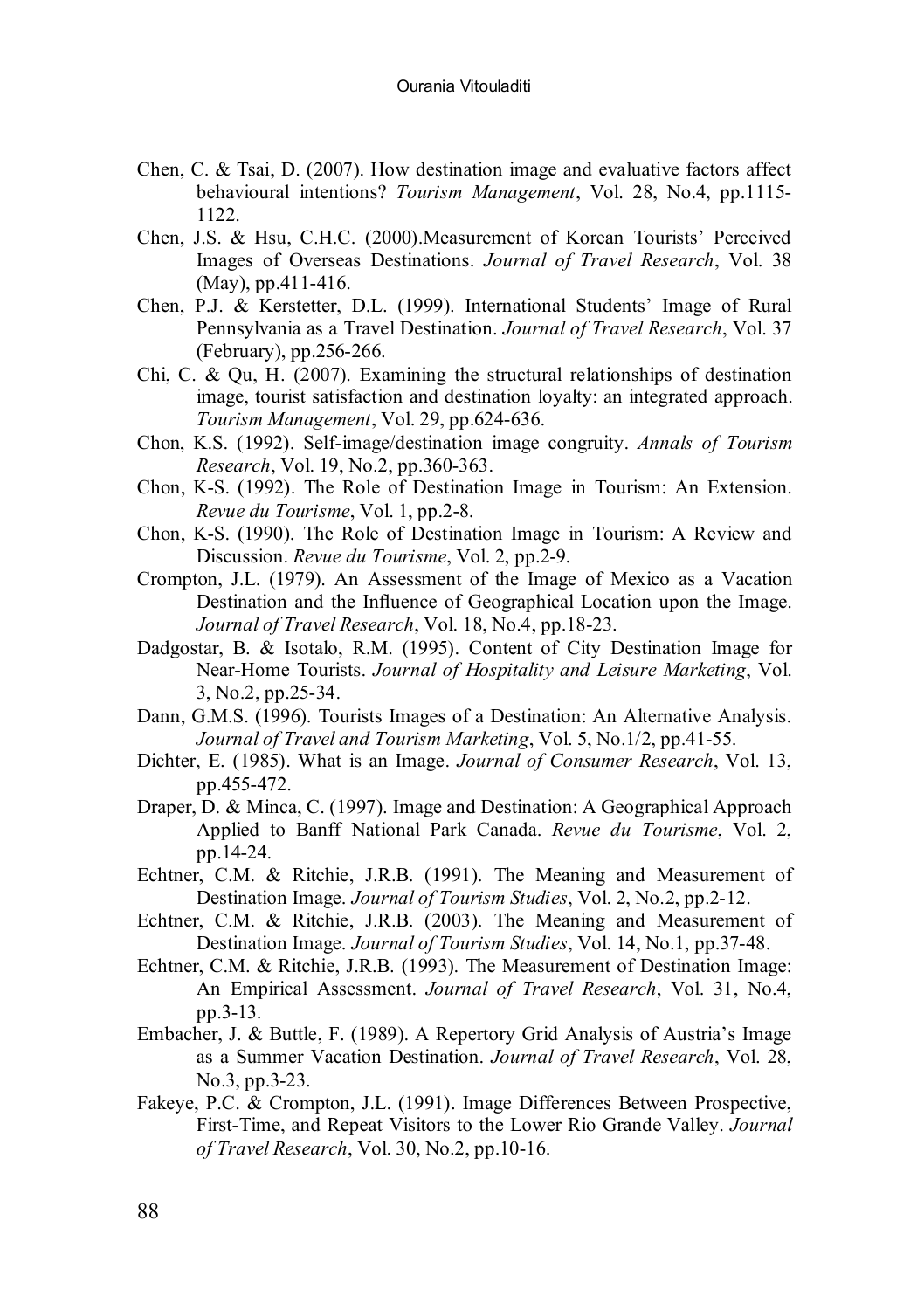Chen, C. & Tsai, D. (2007). How destination image and evaluative factors affect behavioural intentions? *Tourism Management*, Vol. 28, No.4, pp.1115-1122.

Chen, J.S. & Hsu, C.H.C. (2000).Measurement of Korean Tourists' Perceived Images of Overseas Destinations. *Journal of Travel Research*, Vol. 38 (May), pp.411-416.

Chen, P.J. & Kerstetter, D.L. (1999). International Students' Image of Rural Pennsylvania as a Travel Destination. *Journal of Travel Research*, Vol. 37 (February), pp.256-266.

Chi, C. & Qu, H. (2007). Examining the structural relationships of destination image, tourist satisfaction and destination loyalty: an integrated approach. *Tourism Management*, Vol. 29, pp.624-636.

Chon, K.S. (1992). Self-image/destination image congruity. *Annals of Tourism Research*, Vol. 19, No.2, pp.360-363.

Chon, K-S. (1992). The Role of Destination Image in Tourism: An Extension. *Revue du Tourisme*, Vol. 1, pp.2-8.

Chon, K-S. (1990). The Role of Destination Image in Tourism: A Review and Discussion. *Revue du Tourisme*, Vol. 2, pp.2-9.

Crompton, J.L. (1979). An Assessment of the Image of Mexico as a Vacation Destination and the Influence of Geographical Location upon the Image. *Journal of Travel Research*, Vol. 18, No.4, pp.18-23.

Dadgostar, B. & Isotalo, R.M. (1995). Content of City Destination Image for Near-Home Tourists. *Journal of Hospitality and Leisure Marketing*, Vol. 3, No.2, pp.25-34.

Dann, G.M.S. (1996). Tourists Images of a Destination: An Alternative Analysis. *Journal of Travel and Tourism Marketing*, Vol. 5, No.1/2, pp.41-55.

Dichter, E. (1985). What is an Image. *Journal of Consumer Research*, Vol. 13, pp.455-472.

Draper, D. & Minca, C. (1997). Image and Destination: A Geographical Approach Applied to Banff National Park Canada. *Revue du Tourisme*, Vol. 2, pp.14-24.

Echtner, C.M. & Ritchie, J.R.B. (1991). The Meaning and Measurement of Destination Image. *Journal of Tourism Studies*, Vol. 2, No.2, pp.2-12.

Echtner, C.M. & Ritchie, J.R.B. (2003). The Meaning and Measurement of Destination Image. *Journal of Tourism Studies*, Vol. 14, No.1, pp.37-48.

Echtner, C.M. & Ritchie, J.R.B. (1993). The Measurement of Destination Image: An Empirical Assessment. *Journal of Travel Research*, Vol. 31, No.4, pp.3-13.

Embacher, J. & Buttle, F. (1989). A Repertory Grid Analysis of Austria's Image as a Summer Vacation Destination. *Journal of Travel Research*, Vol. 28, No.3, pp.3-23.

Fakeye, P.C. & Crompton, J.L. (1991). Image Differences Between Prospective, First-Time, and Repeat Visitors to the Lower Rio Grande Valley. *Journal of Travel Research*, Vol. 30, No.2, pp.10-16.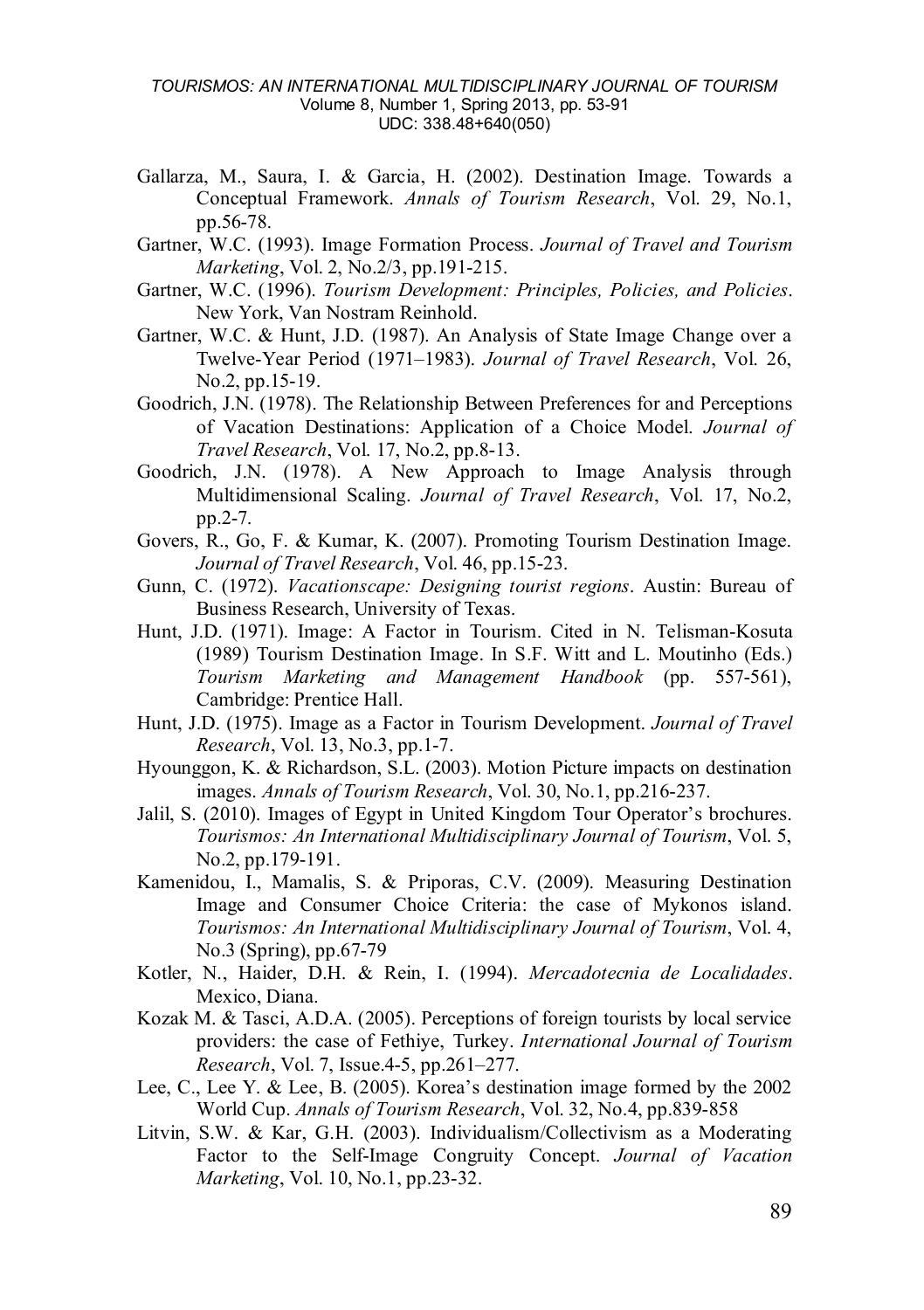Gallarza, M., Saura, I. & Garcia, H. (2002). Destination Image. Towards a Conceptual Framework. *Annals of Tourism Research*, Vol. 29, No.1, pp.56-78.

Gartner, W.C. (1993). Image Formation Process. *Journal of Travel and Tourism Marketing*, Vol. 2, No.2/3, pp.191-215.

Gartner, W.C. (1996). *Tourism Development: Principles, Policies, and Policies*. New York, Van Nostram Reinhold.

Gartner, W.C. & Hunt, J.D. (1987). An Analysis of State Image Change over a Twelve-Year Period (1971–1983). *Journal of Travel Research*, Vol. 26, No.2, pp.15-19.

Goodrich, J.N. (1978). The Relationship Between Preferences for and Perceptions of Vacation Destinations: Application of a Choice Model. *Journal of Travel Research*, Vol. 17, No.2, pp.8-13.

Goodrich, J.N. (1978). A New Approach to Image Analysis through Multidimensional Scaling. *Journal of Travel Research*, Vol. 17, No.2, pp.2-7.

Govers, R., Go, F. & Kumar, K. (2007). Promoting Tourism Destination Image. *Journal of Travel Research*, Vol. 46, pp.15-23.

Gunn, C. (1972). *Vacationscape: Designing tourist regions*. Austin: Bureau of Business Research, University of Texas.

Hunt, J.D. (1971). Image: A Factor in Tourism. Cited in N. Telisman-Kosuta (1989) Tourism Destination Image. In S.F. Witt and L. Moutinho (Eds.) *Tourism Marketing and Management Handbook* (pp. 557-561), Cambridge: Prentice Hall.

Hunt, J.D. (1975). Image as a Factor in Tourism Development. *Journal of Travel Research*, Vol. 13, No.3, pp.1-7.

Hyounggon, K. & Richardson, S.L. (2003). Motion Picture impacts on destination images. *Annals of Tourism Research*, Vol. 30, No.1, pp.216-237.

Jalil, S. (2010). Images of Egypt in United Kingdom Tour Operator's brochures. *Tourismos: An International Multidisciplinary Journal of Tourism*, Vol. 5, No.2, pp.179-191.

Kamenidou, I., Mamalis, S. & Priporas, C.V. (2009). Measuring Destination Image and Consumer Choice Criteria: the case of Mykonos island. *Tourismos: An International Multidisciplinary Journal of Tourism*, Vol. 4, No.3 (Spring), pp.67-79

Kotler, N., Haider, D.H. & Rein, I. (1994). *Mercadotecnia de Localidades*. Mexico, Diana.

Kozak M. & Tasci, A.D.A. (2005). Perceptions of foreign tourists by local service providers: the case of Fethiye, Turkey. *International Journal of Tourism Research*, Vol. 7, Issue.4-5, pp.261–277.

Lee, C., Lee Y. & Lee, B. (2005). Korea's destination image formed by the 2002 World Cup. *Annals of Tourism Research*, Vol. 32, No.4, pp.839-858

Litvin, S.W. & Kar, G.H. (2003). Individualism/Collectivism as a Moderating Factor to the Self-Image Congruity Concept. *Journal of Vacation Marketing*, Vol. 10, No.1, pp.23-32.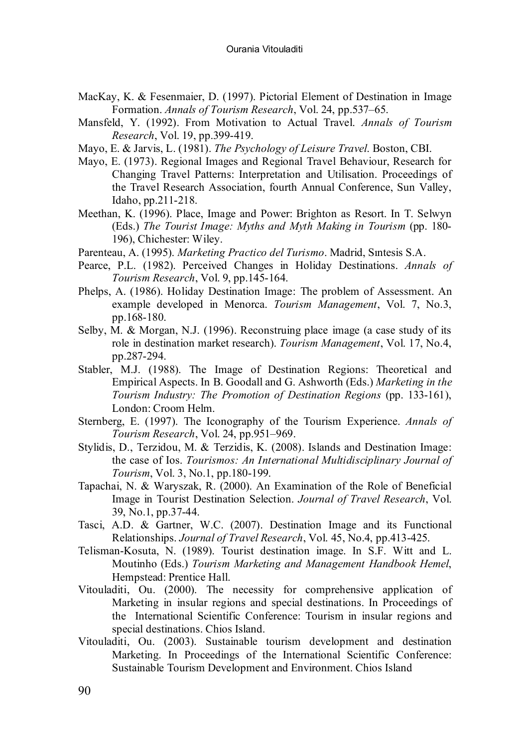MacKay, K. & Fesenmaier, D. (1997). Pictorial Element of Destination in Image Formation. *Annals of Tourism Research*, Vol. 24, pp.537–65.

Mansfeld, Y. (1992). From Motivation to Actual Travel. *Annals of Tourism Research*, Vol. 19, pp.399-419.

Mayo, E. & Jarvis, L. (1981). *The Psychology of Leisure Travel*. Boston, CBI.

Mayo, E. (1973). Regional Images and Regional Travel Behaviour, Research for Changing Travel Patterns: Interpretation and Utilisation. Proceedings of the Travel Research Association, fourth Annual Conference, Sun Valley, Idaho, pp.211-218.

Meethan, K. (1996). Place, Image and Power: Brighton as Resort. In T. Selwyn (Eds.) *The Tourist Image: Myths and Myth Making in Tourism* (pp. 180-196), Chichester: Wiley.

Parenteau, A. (1995). *Marketing Practico del Turismo*. Madrid, Sıntesis S.A.

Pearce, P.L. (1982). Perceived Changes in Holiday Destinations. *Annals of Tourism Research*, Vol. 9, pp.145-164.

Phelps, A. (1986). Holiday Destination Image: The problem of Assessment. An example developed in Menorca. *Tourism Management*, Vol. 7, No.3, pp.168-180.

Selby, M. & Morgan, N.J. (1996). Reconstruing place image (a case study of its role in destination market research). *Tourism Management*, Vol. 17, No.4, pp.287-294.

Stabler, M.J. (1988). The Image of Destination Regions: Theoretical and Empirical Aspects. In B. Goodall and G. Ashworth (Eds.) *Marketing in the Tourism Industry: The Promotion of Destination Regions* (pp. 133-161), London: Croom Helm.

Sternberg, E. (1997). The Iconography of the Tourism Experience. *Annals of Tourism Research*, Vol. 24, pp.951–969.

Stylidis, D., Terzidou, M. & Terzidis, K. (2008). Islands and Destination Image: the case of Ios. *Tourismos: An International Multidisciplinary Journal of Tourism*, Vol. 3, No.1, pp.180-199.

Tapachai, N. & Waryszak, R. (2000). An Examination of the Role of Beneficial Image in Tourist Destination Selection. *Journal of Travel Research*, Vol. 39, No.1, pp.37-44.

Tasci, A.D. & Gartner, W.C. (2007). Destination Image and its Functional Relationships. *Journal of Travel Research*, Vol. 45, No.4, pp.413-425.

Telisman-Kosuta, N. (1989). Tourist destination image. In S.F. Witt and L. Moutinho (Eds.) *Tourism Marketing and Management Handbook Hemel*, Hempstead: Prentice Hall.

Vitouladiti, Ou. (2000). The necessity for comprehensive application of Marketing in insular regions and special destinations. In Proceedings of the International Scientific Conference: Tourism in insular regions and special destinations. Chios Island.

Vitouladiti, Ou. (2003). Sustainable tourism development and destination Marketing. In Proceedings of the International Scientific Conference: Sustainable Tourism Development and Environment. Chios Island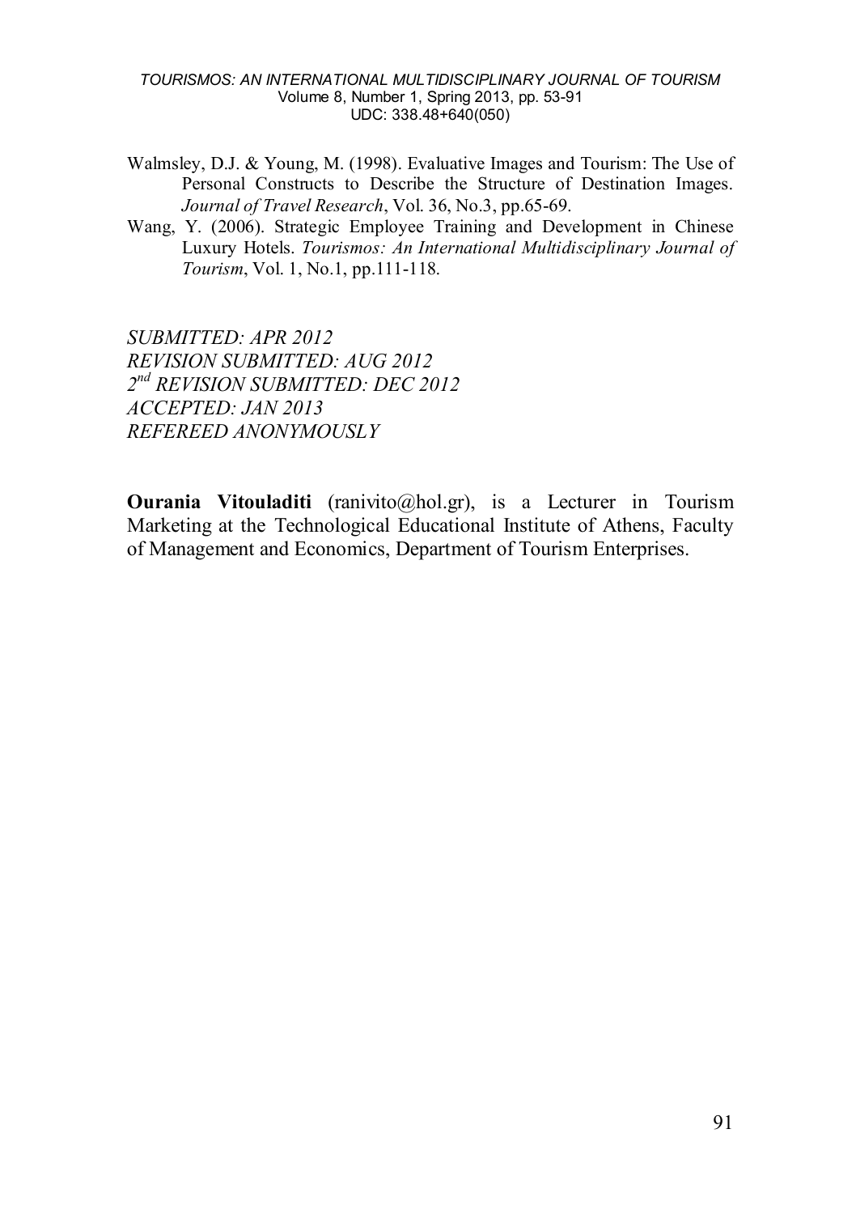Walmsley, D.J. & Young, M. (1998). Evaluative Images and Tourism: The Use of Personal Constructs to Describe the Structure of Destination Images. *Journal of Travel Research*, Vol. 36, No.3, pp.65-69.

Wang, Y. (2006). Strategic Employee Training and Development in Chinese Luxury Hotels. *Tourismos: An International Multidisciplinary Journal of Tourism*, Vol. 1, No.1, pp.111-118.

*SUBMITTED: APR 2012*
*REVISION SUBMITTED: AUG 2012*
*2nd REVISION SUBMITTED: DEC 2012*
*ACCEPTED: JAN 2013*
*REFEREED ANONYMOUSLY*

**Ourania Vitouladiti** (ranivito@hol.gr), is a Lecturer in Tourism Marketing at the Technological Educational Institute of Athens, Faculty of Management and Economics, Department of Tourism Enterprises.